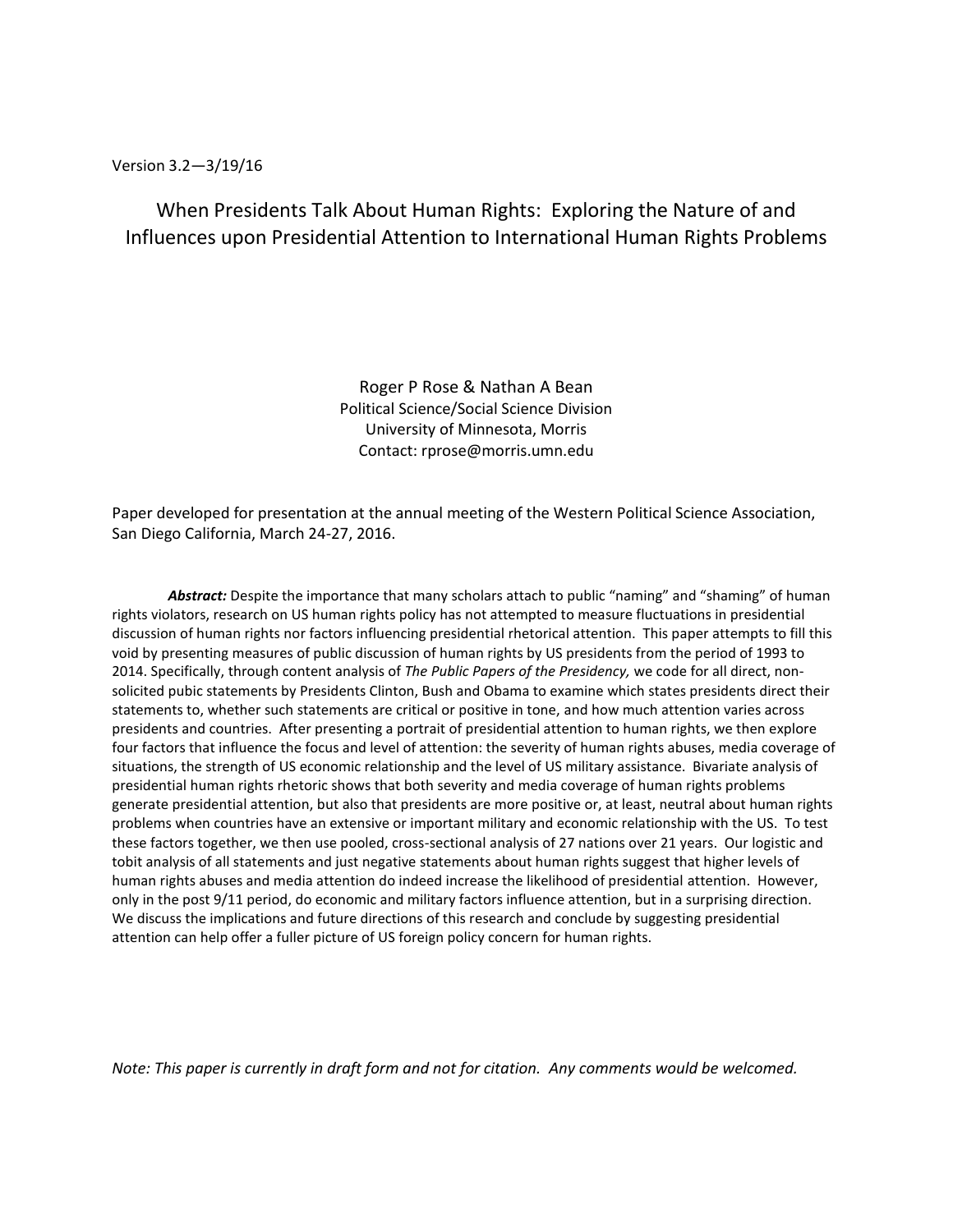Version 3.2—3/19/16

# When Presidents Talk About Human Rights: Exploring the Nature of and Influences upon Presidential Attention to International Human Rights Problems

Roger P Rose & Nathan A Bean
Political Science/Social Science Division
University of Minnesota, Morris
Contact: rprose@morris.umn.edu

Paper developed for presentation at the annual meeting of the Western Political Science Association, San Diego California, March 24-27, 2016.

***Abstract:*** Despite the importance that many scholars attach to public "naming" and "shaming" of human rights violators, research on US human rights policy has not attempted to measure fluctuations in presidential discussion of human rights nor factors influencing presidential rhetorical attention. This paper attempts to fill this void by presenting measures of public discussion of human rights by US presidents from the period of 1993 to 2014. Specifically, through content analysis of *The Public Papers of the Presidency,* we code for all direct, non-solicited pubic statements by Presidents Clinton, Bush and Obama to examine which states presidents direct their statements to, whether such statements are critical or positive in tone, and how much attention varies across presidents and countries. After presenting a portrait of presidential attention to human rights, we then explore four factors that influence the focus and level of attention: the severity of human rights abuses, media coverage of situations, the strength of US economic relationship and the level of US military assistance. Bivariate analysis of presidential human rights rhetoric shows that both severity and media coverage of human rights problems generate presidential attention, but also that presidents are more positive or, at least, neutral about human rights problems when countries have an extensive or important military and economic relationship with the US. To test these factors together, we then use pooled, cross-sectional analysis of 27 nations over 21 years. Our logistic and tobit analysis of all statements and just negative statements about human rights suggest that higher levels of human rights abuses and media attention do indeed increase the likelihood of presidential attention. However, only in the post 9/11 period, do economic and military factors influence attention, but in a surprising direction. We discuss the implications and future directions of this research and conclude by suggesting presidential attention can help offer a fuller picture of US foreign policy concern for human rights.

*Note: This paper is currently in draft form and not for citation. Any comments would be welcomed.*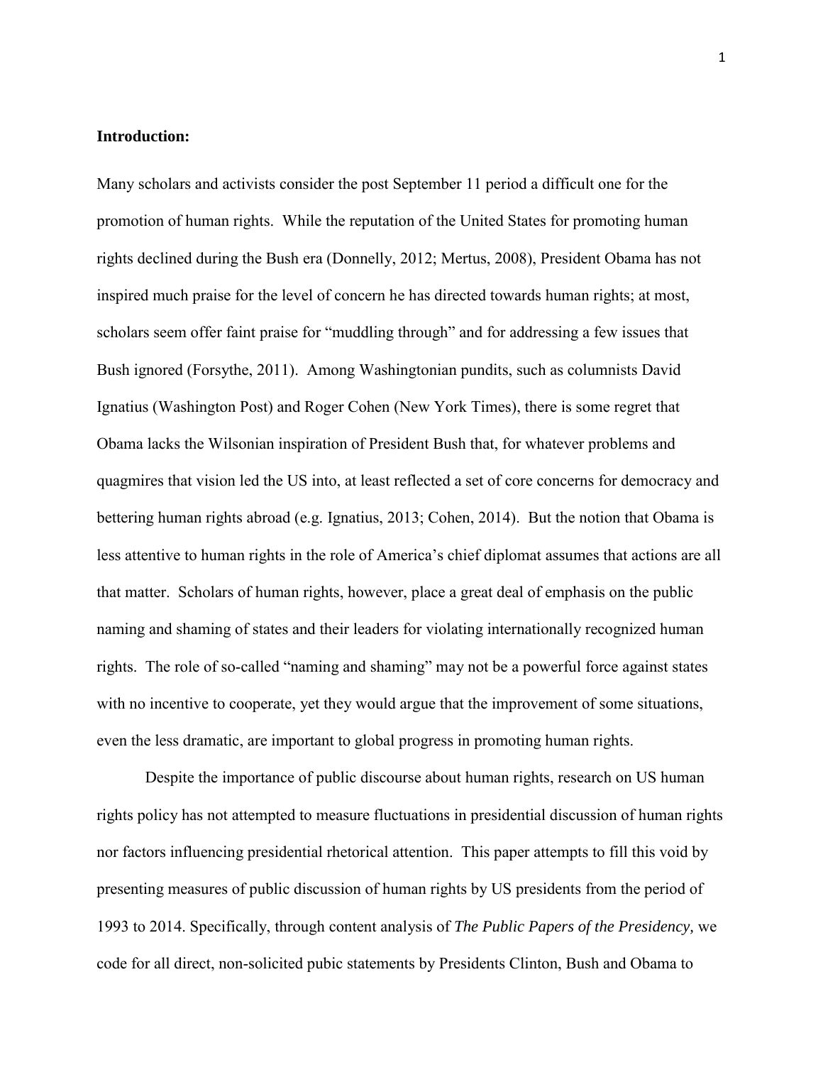**Introduction:**

Many scholars and activists consider the post September 11 period a difficult one for the promotion of human rights. While the reputation of the United States for promoting human rights declined during the Bush era (Donnelly, 2012; Mertus, 2008), President Obama has not inspired much praise for the level of concern he has directed towards human rights; at most, scholars seem offer faint praise for "muddling through" and for addressing a few issues that Bush ignored (Forsythe, 2011). Among Washingtonian pundits, such as columnists David Ignatius (Washington Post) and Roger Cohen (New York Times), there is some regret that Obama lacks the Wilsonian inspiration of President Bush that, for whatever problems and quagmires that vision led the US into, at least reflected a set of core concerns for democracy and bettering human rights abroad (e.g. Ignatius, 2013; Cohen, 2014). But the notion that Obama is less attentive to human rights in the role of America's chief diplomat assumes that actions are all that matter. Scholars of human rights, however, place a great deal of emphasis on the public naming and shaming of states and their leaders for violating internationally recognized human rights. The role of so-called "naming and shaming" may not be a powerful force against states with no incentive to cooperate, yet they would argue that the improvement of some situations, even the less dramatic, are important to global progress in promoting human rights.

Despite the importance of public discourse about human rights, research on US human rights policy has not attempted to measure fluctuations in presidential discussion of human rights nor factors influencing presidential rhetorical attention. This paper attempts to fill this void by presenting measures of public discussion of human rights by US presidents from the period of 1993 to 2014. Specifically, through content analysis of *The Public Papers of the Presidency,* we code for all direct, non-solicited pubic statements by Presidents Clinton, Bush and Obama to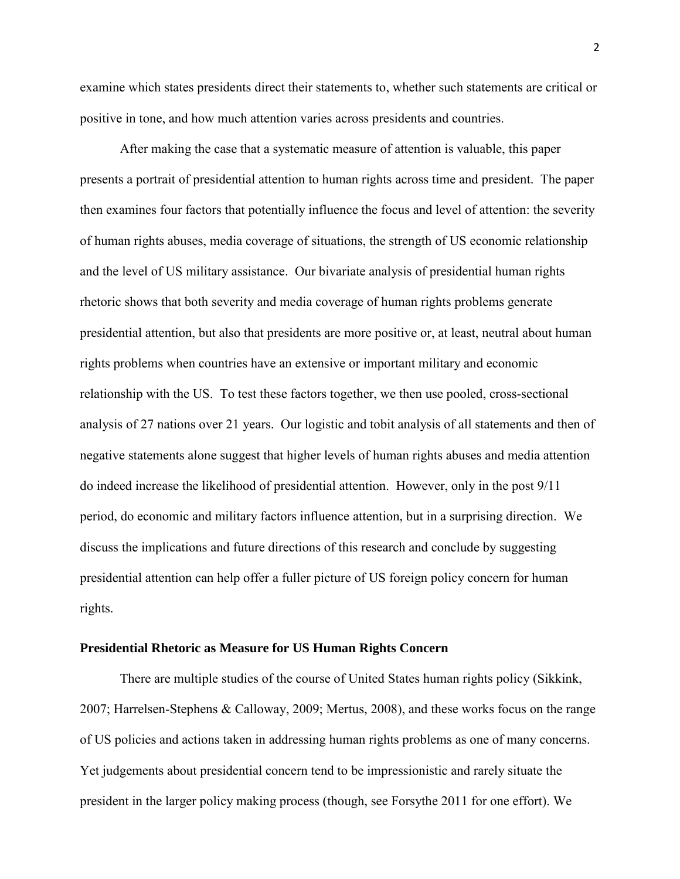examine which states presidents direct their statements to, whether such statements are critical or positive in tone, and how much attention varies across presidents and countries.

After making the case that a systematic measure of attention is valuable, this paper presents a portrait of presidential attention to human rights across time and president. The paper then examines four factors that potentially influence the focus and level of attention: the severity of human rights abuses, media coverage of situations, the strength of US economic relationship and the level of US military assistance. Our bivariate analysis of presidential human rights rhetoric shows that both severity and media coverage of human rights problems generate presidential attention, but also that presidents are more positive or, at least, neutral about human rights problems when countries have an extensive or important military and economic relationship with the US. To test these factors together, we then use pooled, cross-sectional analysis of 27 nations over 21 years. Our logistic and tobit analysis of all statements and then of negative statements alone suggest that higher levels of human rights abuses and media attention do indeed increase the likelihood of presidential attention. However, only in the post 9/11 period, do economic and military factors influence attention, but in a surprising direction. We discuss the implications and future directions of this research and conclude by suggesting presidential attention can help offer a fuller picture of US foreign policy concern for human rights.

**Presidential Rhetoric as Measure for US Human Rights Concern**

There are multiple studies of the course of United States human rights policy (Sikkink, 2007; Harrelsen-Stephens & Calloway, 2009; Mertus, 2008), and these works focus on the range of US policies and actions taken in addressing human rights problems as one of many concerns. Yet judgements about presidential concern tend to be impressionistic and rarely situate the president in the larger policy making process (though, see Forsythe 2011 for one effort). We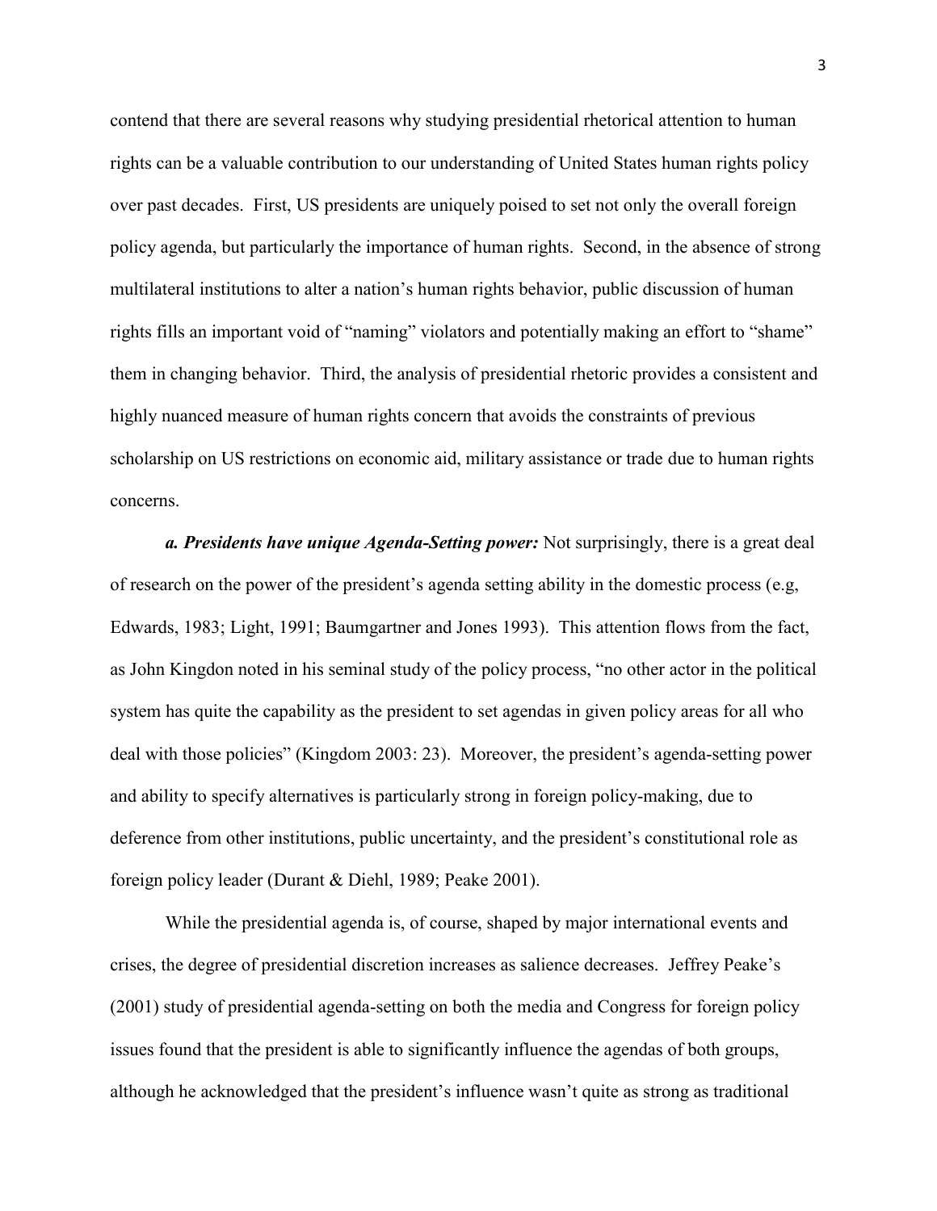contend that there are several reasons why studying presidential rhetorical attention to human rights can be a valuable contribution to our understanding of United States human rights policy over past decades. First, US presidents are uniquely poised to set not only the overall foreign policy agenda, but particularly the importance of human rights. Second, in the absence of strong multilateral institutions to alter a nation's human rights behavior, public discussion of human rights fills an important void of "naming" violators and potentially making an effort to "shame" them in changing behavior. Third, the analysis of presidential rhetoric provides a consistent and highly nuanced measure of human rights concern that avoids the constraints of previous scholarship on US restrictions on economic aid, military assistance or trade due to human rights concerns.

***a. Presidents have unique Agenda-Setting power:*** Not surprisingly, there is a great deal of research on the power of the president's agenda setting ability in the domestic process (e.g, Edwards, 1983; Light, 1991; Baumgartner and Jones 1993). This attention flows from the fact, as John Kingdon noted in his seminal study of the policy process, "no other actor in the political system has quite the capability as the president to set agendas in given policy areas for all who deal with those policies" (Kingdom 2003: 23). Moreover, the president's agenda-setting power and ability to specify alternatives is particularly strong in foreign policy-making, due to deference from other institutions, public uncertainty, and the president's constitutional role as foreign policy leader (Durant & Diehl, 1989; Peake 2001).

While the presidential agenda is, of course, shaped by major international events and crises, the degree of presidential discretion increases as salience decreases. Jeffrey Peake's (2001) study of presidential agenda-setting on both the media and Congress for foreign policy issues found that the president is able to significantly influence the agendas of both groups, although he acknowledged that the president's influence wasn't quite as strong as traditional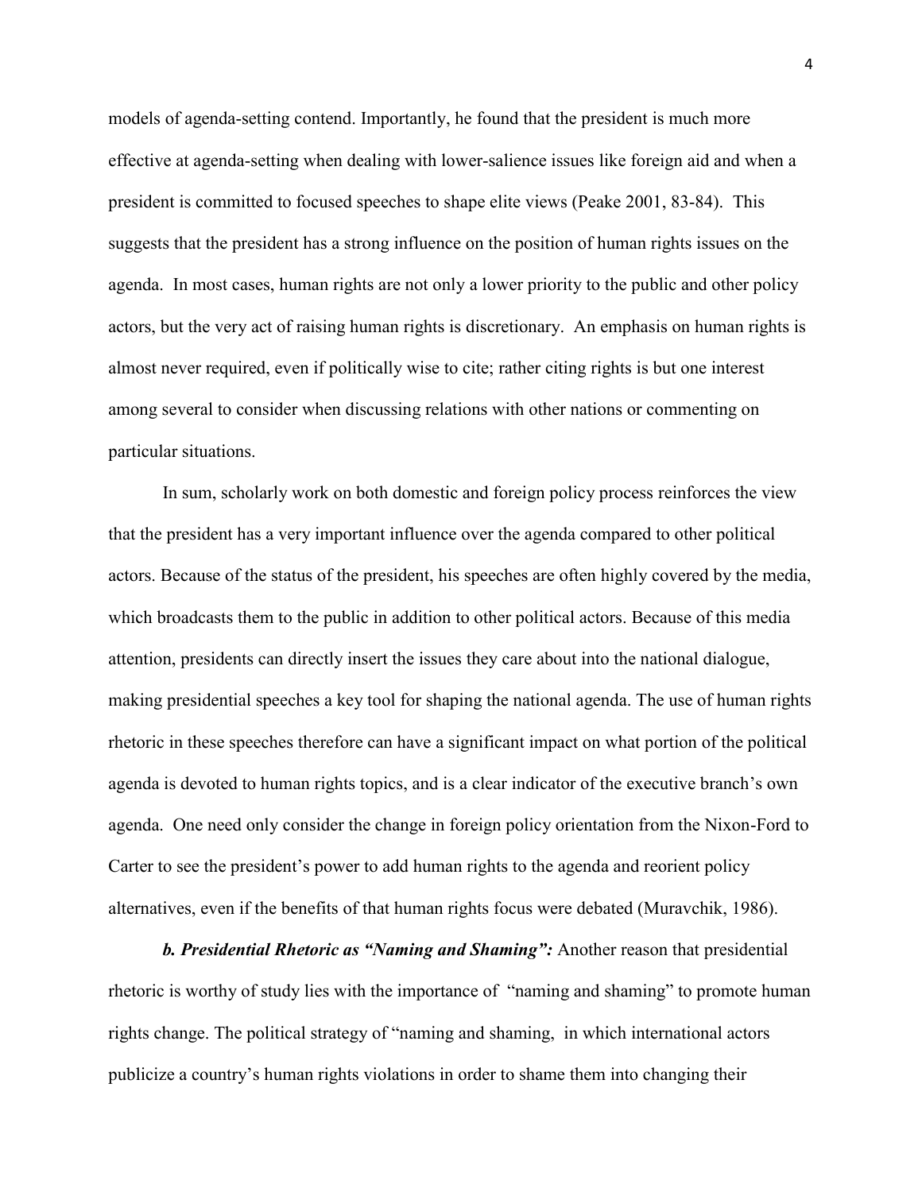models of agenda-setting contend. Importantly, he found that the president is much more effective at agenda-setting when dealing with lower-salience issues like foreign aid and when a president is committed to focused speeches to shape elite views (Peake 2001, 83-84). This suggests that the president has a strong influence on the position of human rights issues on the agenda. In most cases, human rights are not only a lower priority to the public and other policy actors, but the very act of raising human rights is discretionary. An emphasis on human rights is almost never required, even if politically wise to cite; rather citing rights is but one interest among several to consider when discussing relations with other nations or commenting on particular situations.

In sum, scholarly work on both domestic and foreign policy process reinforces the view that the president has a very important influence over the agenda compared to other political actors. Because of the status of the president, his speeches are often highly covered by the media, which broadcasts them to the public in addition to other political actors. Because of this media attention, presidents can directly insert the issues they care about into the national dialogue, making presidential speeches a key tool for shaping the national agenda. The use of human rights rhetoric in these speeches therefore can have a significant impact on what portion of the political agenda is devoted to human rights topics, and is a clear indicator of the executive branch's own agenda. One need only consider the change in foreign policy orientation from the Nixon-Ford to Carter to see the president's power to add human rights to the agenda and reorient policy alternatives, even if the benefits of that human rights focus were debated (Muravchik, 1986).

***b. Presidential Rhetoric as "Naming and Shaming":*** Another reason that presidential rhetoric is worthy of study lies with the importance of "naming and shaming" to promote human rights change. The political strategy of "naming and shaming, in which international actors publicize a country's human rights violations in order to shame them into changing their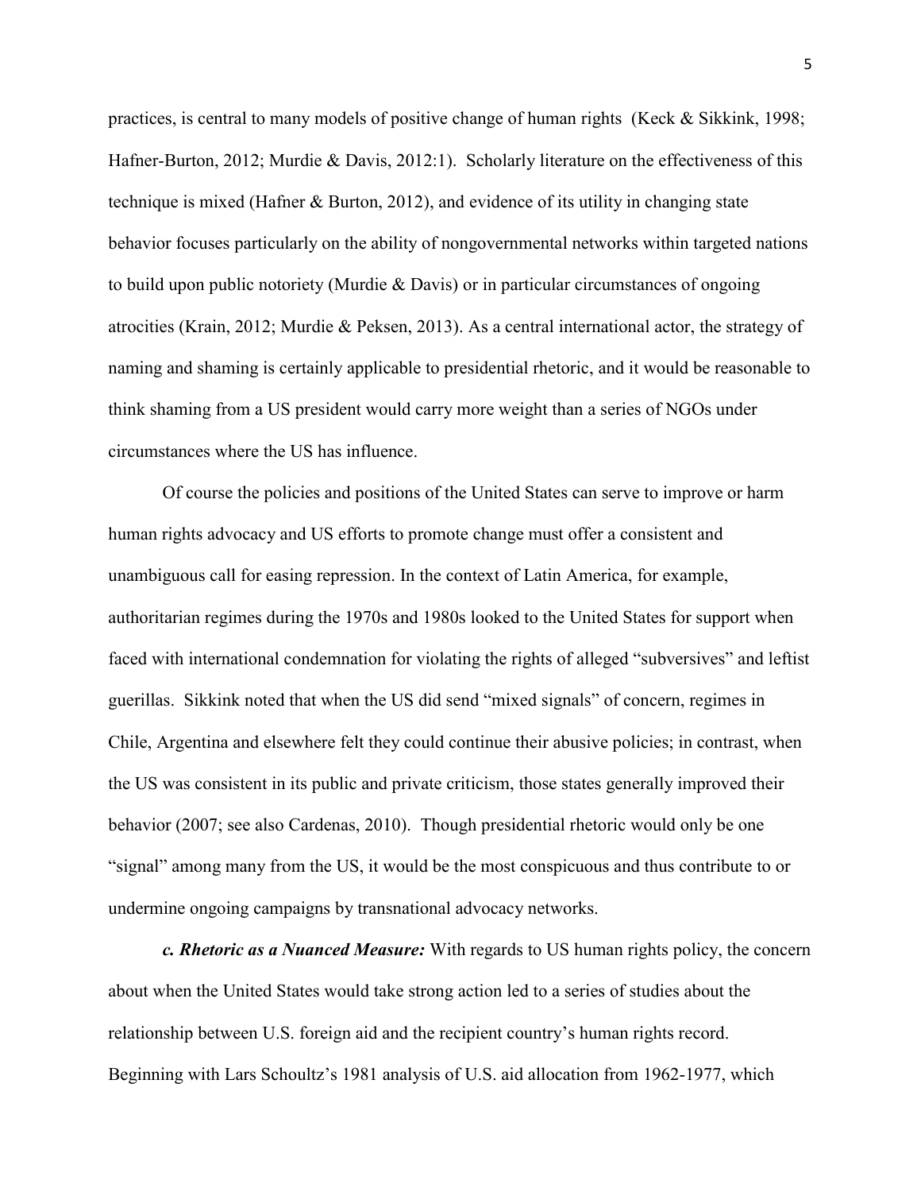practices, is central to many models of positive change of human rights (Keck & Sikkink, 1998; Hafner-Burton, 2012; Murdie & Davis, 2012:1). Scholarly literature on the effectiveness of this technique is mixed (Hafner & Burton, 2012), and evidence of its utility in changing state behavior focuses particularly on the ability of nongovernmental networks within targeted nations to build upon public notoriety (Murdie & Davis) or in particular circumstances of ongoing atrocities (Krain, 2012; Murdie & Peksen, 2013). As a central international actor, the strategy of naming and shaming is certainly applicable to presidential rhetoric, and it would be reasonable to think shaming from a US president would carry more weight than a series of NGOs under circumstances where the US has influence.

Of course the policies and positions of the United States can serve to improve or harm human rights advocacy and US efforts to promote change must offer a consistent and unambiguous call for easing repression. In the context of Latin America, for example, authoritarian regimes during the 1970s and 1980s looked to the United States for support when faced with international condemnation for violating the rights of alleged "subversives" and leftist guerillas. Sikkink noted that when the US did send "mixed signals" of concern, regimes in Chile, Argentina and elsewhere felt they could continue their abusive policies; in contrast, when the US was consistent in its public and private criticism, those states generally improved their behavior (2007; see also Cardenas, 2010). Though presidential rhetoric would only be one "signal" among many from the US, it would be the most conspicuous and thus contribute to or undermine ongoing campaigns by transnational advocacy networks.

***c. Rhetoric as a Nuanced Measure:*** With regards to US human rights policy, the concern about when the United States would take strong action led to a series of studies about the relationship between U.S. foreign aid and the recipient country's human rights record. Beginning with Lars Schoultz's 1981 analysis of U.S. aid allocation from 1962-1977, which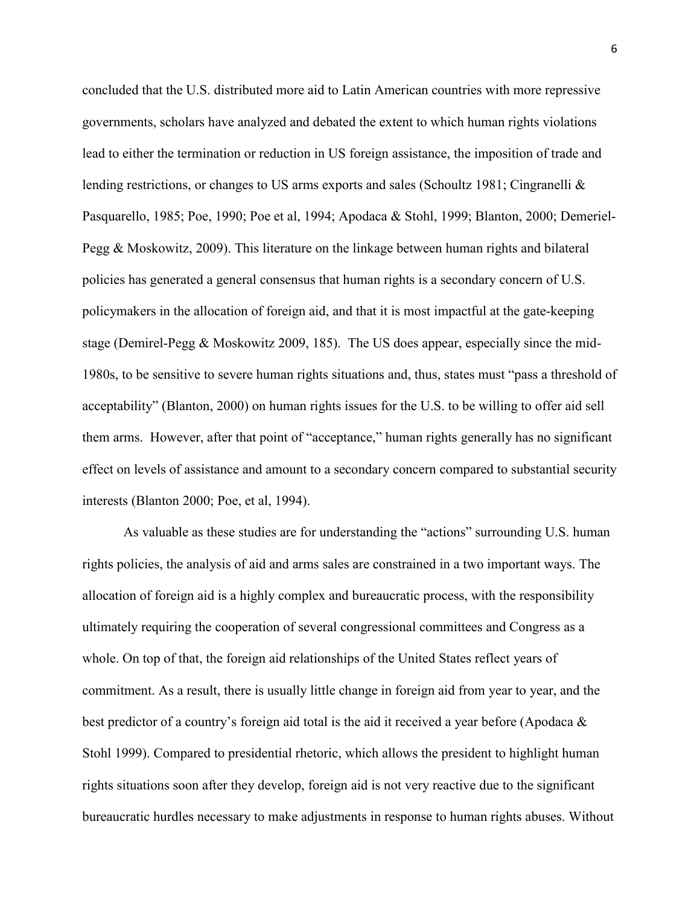concluded that the U.S. distributed more aid to Latin American countries with more repressive governments, scholars have analyzed and debated the extent to which human rights violations lead to either the termination or reduction in US foreign assistance, the imposition of trade and lending restrictions, or changes to US arms exports and sales (Schoultz 1981; Cingranelli & Pasquarello, 1985; Poe, 1990; Poe et al, 1994; Apodaca & Stohl, 1999; Blanton, 2000; Demeriel-Pegg & Moskowitz, 2009). This literature on the linkage between human rights and bilateral policies has generated a general consensus that human rights is a secondary concern of U.S. policymakers in the allocation of foreign aid, and that it is most impactful at the gate-keeping stage (Demirel-Pegg & Moskowitz 2009, 185). The US does appear, especially since the mid-1980s, to be sensitive to severe human rights situations and, thus, states must "pass a threshold of acceptability" (Blanton, 2000) on human rights issues for the U.S. to be willing to offer aid sell them arms. However, after that point of "acceptance," human rights generally has no significant effect on levels of assistance and amount to a secondary concern compared to substantial security interests (Blanton 2000; Poe, et al, 1994).

As valuable as these studies are for understanding the "actions" surrounding U.S. human rights policies, the analysis of aid and arms sales are constrained in a two important ways. The allocation of foreign aid is a highly complex and bureaucratic process, with the responsibility ultimately requiring the cooperation of several congressional committees and Congress as a whole. On top of that, the foreign aid relationships of the United States reflect years of commitment. As a result, there is usually little change in foreign aid from year to year, and the best predictor of a country's foreign aid total is the aid it received a year before (Apodaca & Stohl 1999). Compared to presidential rhetoric, which allows the president to highlight human rights situations soon after they develop, foreign aid is not very reactive due to the significant bureaucratic hurdles necessary to make adjustments in response to human rights abuses. Without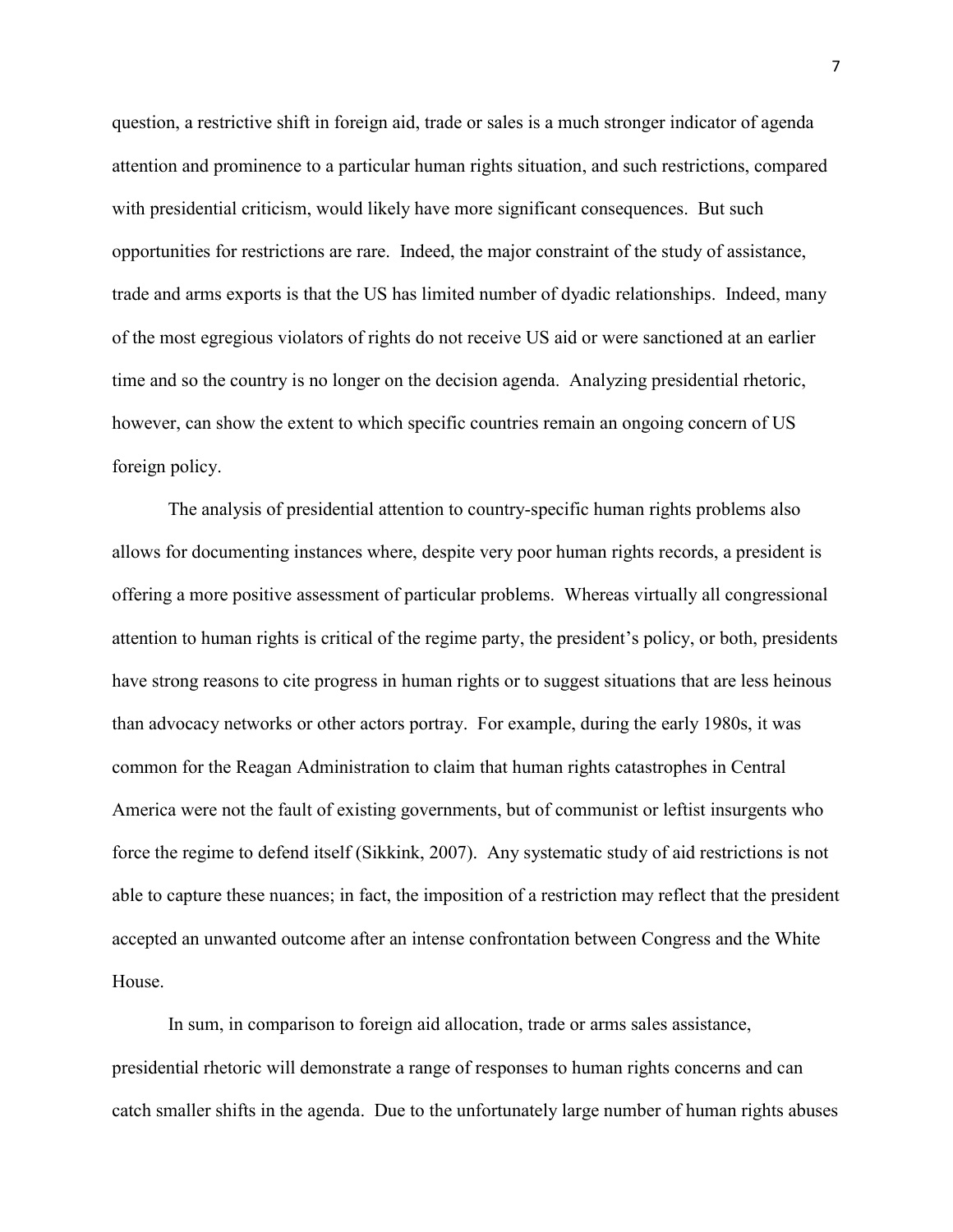question, a restrictive shift in foreign aid, trade or sales is a much stronger indicator of agenda attention and prominence to a particular human rights situation, and such restrictions, compared with presidential criticism, would likely have more significant consequences. But such opportunities for restrictions are rare. Indeed, the major constraint of the study of assistance, trade and arms exports is that the US has limited number of dyadic relationships. Indeed, many of the most egregious violators of rights do not receive US aid or were sanctioned at an earlier time and so the country is no longer on the decision agenda. Analyzing presidential rhetoric, however, can show the extent to which specific countries remain an ongoing concern of US foreign policy.

The analysis of presidential attention to country-specific human rights problems also allows for documenting instances where, despite very poor human rights records, a president is offering a more positive assessment of particular problems. Whereas virtually all congressional attention to human rights is critical of the regime party, the president's policy, or both, presidents have strong reasons to cite progress in human rights or to suggest situations that are less heinous than advocacy networks or other actors portray. For example, during the early 1980s, it was common for the Reagan Administration to claim that human rights catastrophes in Central America were not the fault of existing governments, but of communist or leftist insurgents who force the regime to defend itself (Sikkink, 2007). Any systematic study of aid restrictions is not able to capture these nuances; in fact, the imposition of a restriction may reflect that the president accepted an unwanted outcome after an intense confrontation between Congress and the White House.

In sum, in comparison to foreign aid allocation, trade or arms sales assistance, presidential rhetoric will demonstrate a range of responses to human rights concerns and can catch smaller shifts in the agenda. Due to the unfortunately large number of human rights abuses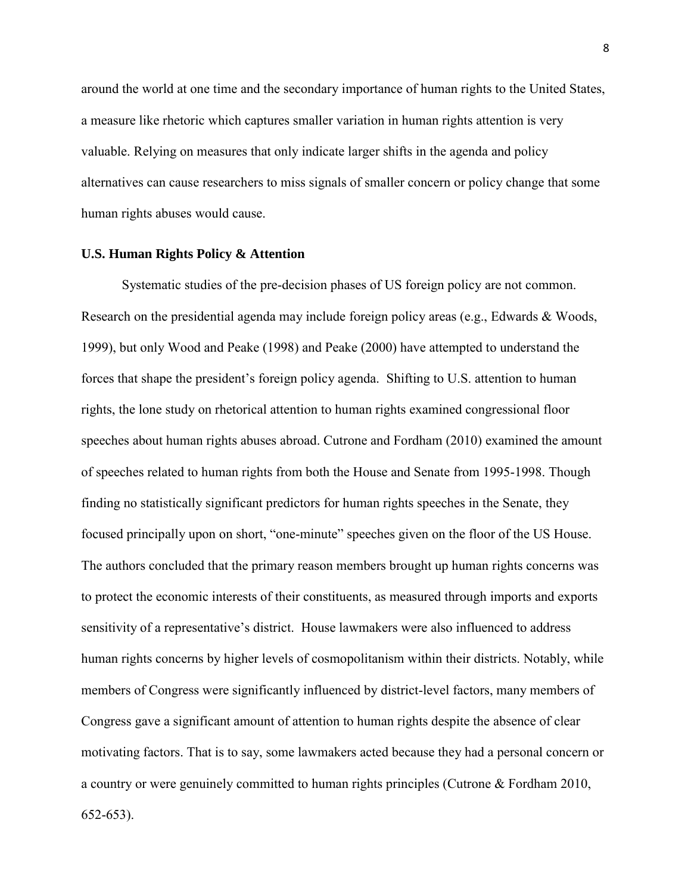around the world at one time and the secondary importance of human rights to the United States, a measure like rhetoric which captures smaller variation in human rights attention is very valuable. Relying on measures that only indicate larger shifts in the agenda and policy alternatives can cause researchers to miss signals of smaller concern or policy change that some human rights abuses would cause.

### U.S. Human Rights Policy & Attention

Systematic studies of the pre-decision phases of US foreign policy are not common. Research on the presidential agenda may include foreign policy areas (e.g., Edwards & Woods, 1999), but only Wood and Peake (1998) and Peake (2000) have attempted to understand the forces that shape the president's foreign policy agenda. Shifting to U.S. attention to human rights, the lone study on rhetorical attention to human rights examined congressional floor speeches about human rights abuses abroad. Cutrone and Fordham (2010) examined the amount of speeches related to human rights from both the House and Senate from 1995-1998. Though finding no statistically significant predictors for human rights speeches in the Senate, they focused principally upon on short, "one-minute" speeches given on the floor of the US House. The authors concluded that the primary reason members brought up human rights concerns was to protect the economic interests of their constituents, as measured through imports and exports sensitivity of a representative's district. House lawmakers were also influenced to address human rights concerns by higher levels of cosmopolitanism within their districts. Notably, while members of Congress were significantly influenced by district-level factors, many members of Congress gave a significant amount of attention to human rights despite the absence of clear motivating factors. That is to say, some lawmakers acted because they had a personal concern or a country or were genuinely committed to human rights principles (Cutrone & Fordham 2010, 652-653).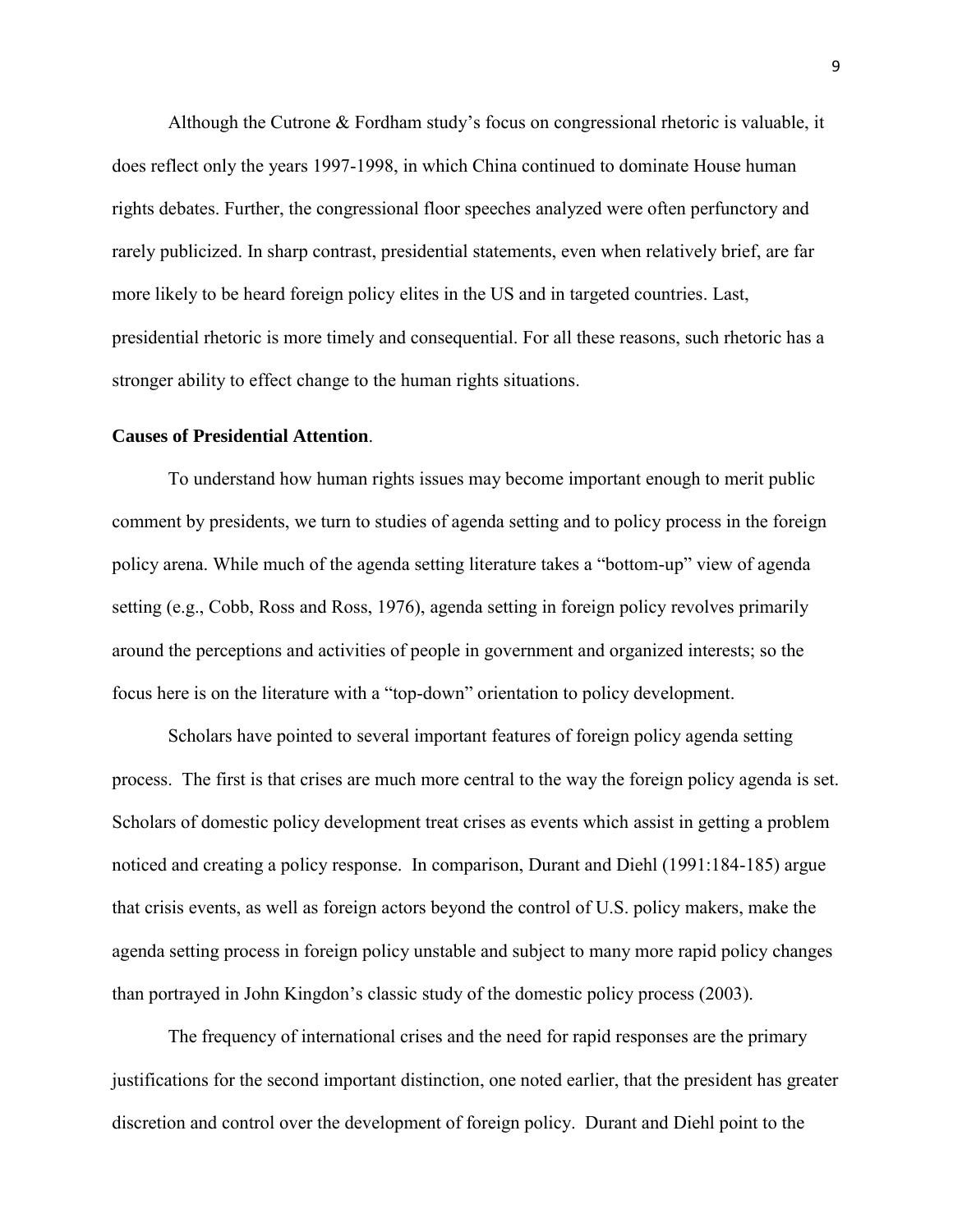Although the Cutrone & Fordham study's focus on congressional rhetoric is valuable, it does reflect only the years 1997-1998, in which China continued to dominate House human rights debates. Further, the congressional floor speeches analyzed were often perfunctory and rarely publicized. In sharp contrast, presidential statements, even when relatively brief, are far more likely to be heard foreign policy elites in the US and in targeted countries. Last, presidential rhetoric is more timely and consequential. For all these reasons, such rhetoric has a stronger ability to effect change to the human rights situations.

**Causes of Presidential Attention**.

To understand how human rights issues may become important enough to merit public comment by presidents, we turn to studies of agenda setting and to policy process in the foreign policy arena. While much of the agenda setting literature takes a "bottom-up" view of agenda setting (e.g., Cobb, Ross and Ross, 1976), agenda setting in foreign policy revolves primarily around the perceptions and activities of people in government and organized interests; so the focus here is on the literature with a "top-down" orientation to policy development.

Scholars have pointed to several important features of foreign policy agenda setting process. The first is that crises are much more central to the way the foreign policy agenda is set. Scholars of domestic policy development treat crises as events which assist in getting a problem noticed and creating a policy response. In comparison, Durant and Diehl (1991:184-185) argue that crisis events, as well as foreign actors beyond the control of U.S. policy makers, make the agenda setting process in foreign policy unstable and subject to many more rapid policy changes than portrayed in John Kingdon's classic study of the domestic policy process (2003).

The frequency of international crises and the need for rapid responses are the primary justifications for the second important distinction, one noted earlier, that the president has greater discretion and control over the development of foreign policy. Durant and Diehl point to the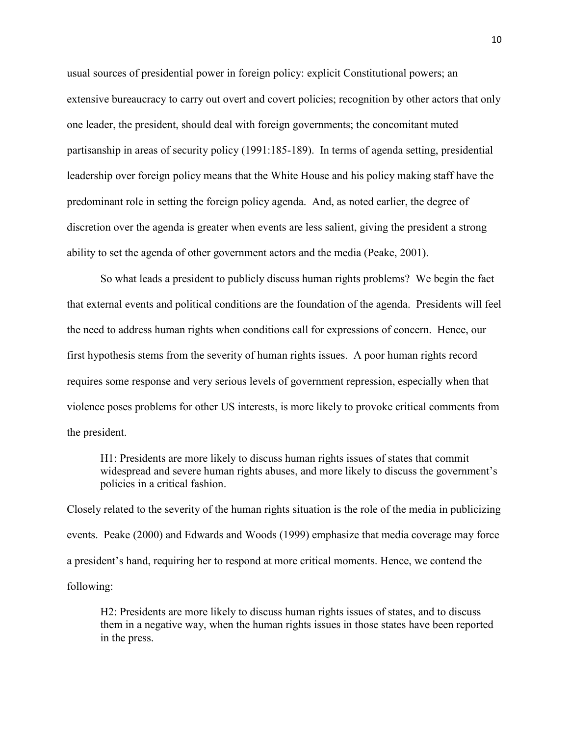usual sources of presidential power in foreign policy: explicit Constitutional powers; an extensive bureaucracy to carry out overt and covert policies; recognition by other actors that only one leader, the president, should deal with foreign governments; the concomitant muted partisanship in areas of security policy (1991:185-189). In terms of agenda setting, presidential leadership over foreign policy means that the White House and his policy making staff have the predominant role in setting the foreign policy agenda. And, as noted earlier, the degree of discretion over the agenda is greater when events are less salient, giving the president a strong ability to set the agenda of other government actors and the media (Peake, 2001).

So what leads a president to publicly discuss human rights problems? We begin the fact that external events and political conditions are the foundation of the agenda. Presidents will feel the need to address human rights when conditions call for expressions of concern. Hence, our first hypothesis stems from the severity of human rights issues. A poor human rights record requires some response and very serious levels of government repression, especially when that violence poses problems for other US interests, is more likely to provoke critical comments from the president.

> H1: Presidents are more likely to discuss human rights issues of states that commit widespread and severe human rights abuses, and more likely to discuss the government's policies in a critical fashion.

Closely related to the severity of the human rights situation is the role of the media in publicizing events. Peake (2000) and Edwards and Woods (1999) emphasize that media coverage may force a president's hand, requiring her to respond at more critical moments. Hence, we contend the following:

> H2: Presidents are more likely to discuss human rights issues of states, and to discuss them in a negative way, when the human rights issues in those states have been reported in the press.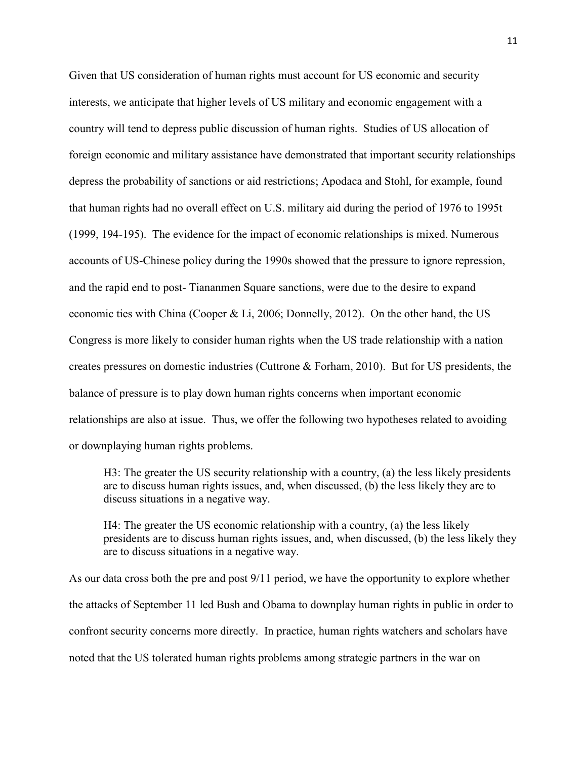Given that US consideration of human rights must account for US economic and security interests, we anticipate that higher levels of US military and economic engagement with a country will tend to depress public discussion of human rights. Studies of US allocation of foreign economic and military assistance have demonstrated that important security relationships depress the probability of sanctions or aid restrictions; Apodaca and Stohl, for example, found that human rights had no overall effect on U.S. military aid during the period of 1976 to 1995t (1999, 194-195). The evidence for the impact of economic relationships is mixed. Numerous accounts of US-Chinese policy during the 1990s showed that the pressure to ignore repression, and the rapid end to post- Tiananmen Square sanctions, were due to the desire to expand economic ties with China (Cooper & Li, 2006; Donnelly, 2012). On the other hand, the US Congress is more likely to consider human rights when the US trade relationship with a nation creates pressures on domestic industries (Cuttrone & Forham, 2010). But for US presidents, the balance of pressure is to play down human rights concerns when important economic relationships are also at issue. Thus, we offer the following two hypotheses related to avoiding or downplaying human rights problems.

> H3: The greater the US security relationship with a country, (a) the less likely presidents are to discuss human rights issues, and, when discussed, (b) the less likely they are to discuss situations in a negative way.

> H4: The greater the US economic relationship with a country, (a) the less likely presidents are to discuss human rights issues, and, when discussed, (b) the less likely they are to discuss situations in a negative way.

As our data cross both the pre and post 9/11 period, we have the opportunity to explore whether the attacks of September 11 led Bush and Obama to downplay human rights in public in order to confront security concerns more directly. In practice, human rights watchers and scholars have noted that the US tolerated human rights problems among strategic partners in the war on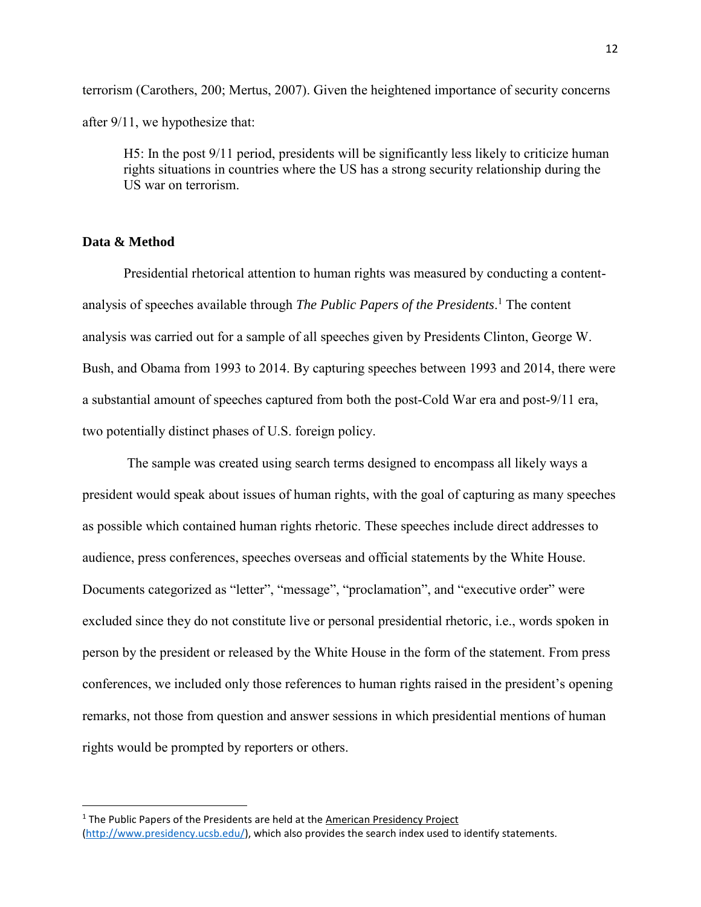terrorism (Carothers, 200; Mertus, 2007). Given the heightened importance of security concerns after 9/11, we hypothesize that:

> H5: In the post 9/11 period, presidents will be significantly less likely to criticize human rights situations in countries where the US has a strong security relationship during the US war on terrorism.

## Data & Method

Presidential rhetorical attention to human rights was measured by conducting a content-analysis of speeches available through *The Public Papers of the Presidents*.[1] The content analysis was carried out for a sample of all speeches given by Presidents Clinton, George W. Bush, and Obama from 1993 to 2014. By capturing speeches between 1993 and 2014, there were a substantial amount of speeches captured from both the post-Cold War era and post-9/11 era, two potentially distinct phases of U.S. foreign policy.

The sample was created using search terms designed to encompass all likely ways a president would speak about issues of human rights, with the goal of capturing as many speeches as possible which contained human rights rhetoric. These speeches include direct addresses to audience, press conferences, speeches overseas and official statements by the White House. Documents categorized as "letter", "message", "proclamation", and "executive order" were excluded since they do not constitute live or personal presidential rhetoric, i.e., words spoken in person by the president or released by the White House in the form of the statement. From press conferences, we included only those references to human rights raised in the president's opening remarks, not those from question and answer sessions in which presidential mentions of human rights would be prompted by reporters or others.

---

[1] The Public Papers of the Presidents are held at the American Presidency Project (http://www.presidency.ucsb.edu/), which also provides the search index used to identify statements.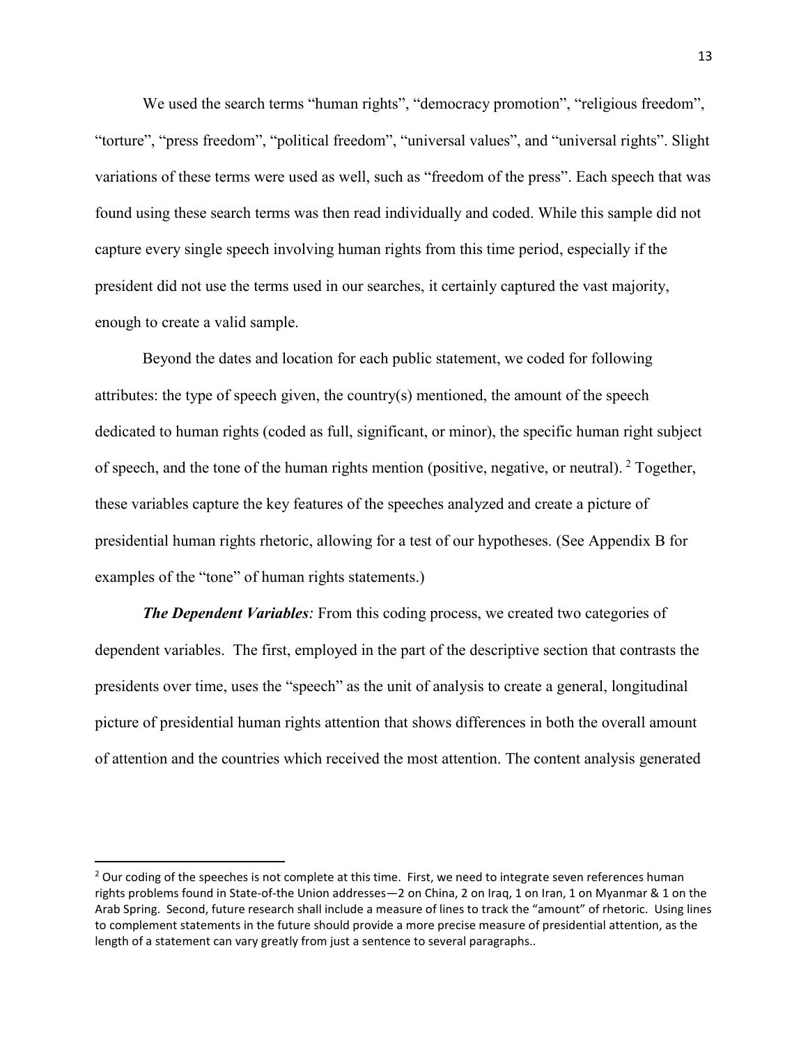We used the search terms "human rights", "democracy promotion", "religious freedom", "torture", "press freedom", "political freedom", "universal values", and "universal rights". Slight variations of these terms were used as well, such as "freedom of the press". Each speech that was found using these search terms was then read individually and coded. While this sample did not capture every single speech involving human rights from this time period, especially if the president did not use the terms used in our searches, it certainly captured the vast majority, enough to create a valid sample.

Beyond the dates and location for each public statement, we coded for following attributes: the type of speech given, the country(s) mentioned, the amount of the speech dedicated to human rights (coded as full, significant, or minor), the specific human right subject of speech, and the tone of the human rights mention (positive, negative, or neutral). [2] Together, these variables capture the key features of the speeches analyzed and create a picture of presidential human rights rhetoric, allowing for a test of our hypotheses. (See Appendix B for examples of the "tone" of human rights statements.)

***The Dependent Variables:*** From this coding process, we created two categories of dependent variables. The first, employed in the part of the descriptive section that contrasts the presidents over time, uses the "speech" as the unit of analysis to create a general, longitudinal picture of presidential human rights attention that shows differences in both the overall amount of attention and the countries which received the most attention. The content analysis generated

---

[2] Our coding of the speeches is not complete at this time. First, we need to integrate seven references human rights problems found in State-of-the Union addresses—2 on China, 2 on Iraq, 1 on Iran, 1 on Myanmar & 1 on the Arab Spring. Second, future research shall include a measure of lines to track the "amount" of rhetoric. Using lines to complement statements in the future should provide a more precise measure of presidential attention, as the length of a statement can vary greatly from just a sentence to several paragraphs..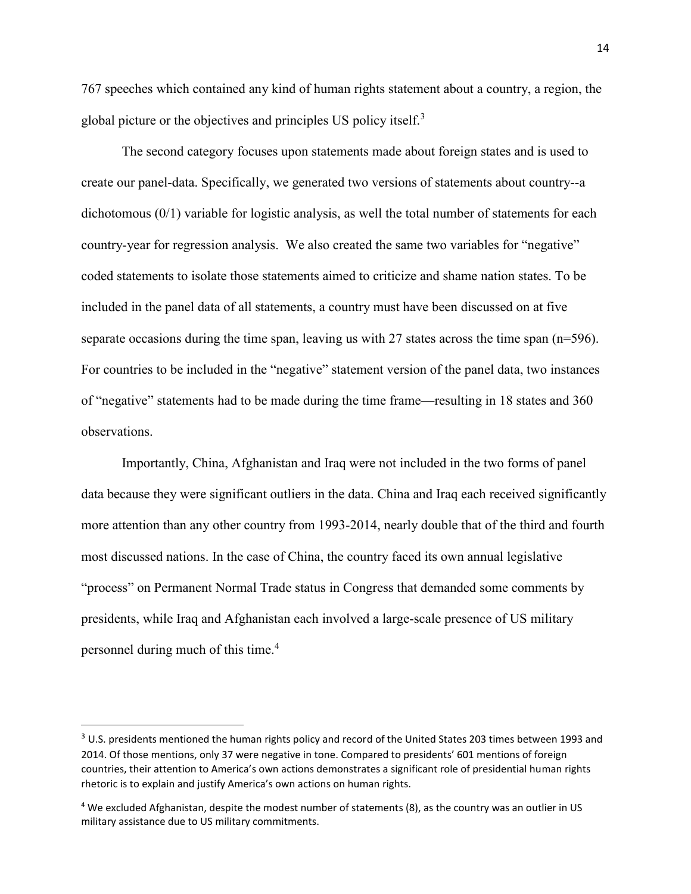767 speeches which contained any kind of human rights statement about a country, a region, the global picture or the objectives and principles US policy itself.[3]

The second category focuses upon statements made about foreign states and is used to create our panel-data. Specifically, we generated two versions of statements about country--a dichotomous (0/1) variable for logistic analysis, as well the total number of statements for each country-year for regression analysis. We also created the same two variables for "negative" coded statements to isolate those statements aimed to criticize and shame nation states. To be included in the panel data of all statements, a country must have been discussed on at five separate occasions during the time span, leaving us with 27 states across the time span (n=596). For countries to be included in the "negative" statement version of the panel data, two instances of "negative" statements had to be made during the time frame—resulting in 18 states and 360 observations.

Importantly, China, Afghanistan and Iraq were not included in the two forms of panel data because they were significant outliers in the data. China and Iraq each received significantly more attention than any other country from 1993-2014, nearly double that of the third and fourth most discussed nations. In the case of China, the country faced its own annual legislative "process" on Permanent Normal Trade status in Congress that demanded some comments by presidents, while Iraq and Afghanistan each involved a large-scale presence of US military personnel during much of this time.[4]

---

[3] U.S. presidents mentioned the human rights policy and record of the United States 203 times between 1993 and 2014. Of those mentions, only 37 were negative in tone. Compared to presidents' 601 mentions of foreign countries, their attention to America's own actions demonstrates a significant role of presidential human rights rhetoric is to explain and justify America's own actions on human rights.

[4] We excluded Afghanistan, despite the modest number of statements (8), as the country was an outlier in US military assistance due to US military commitments.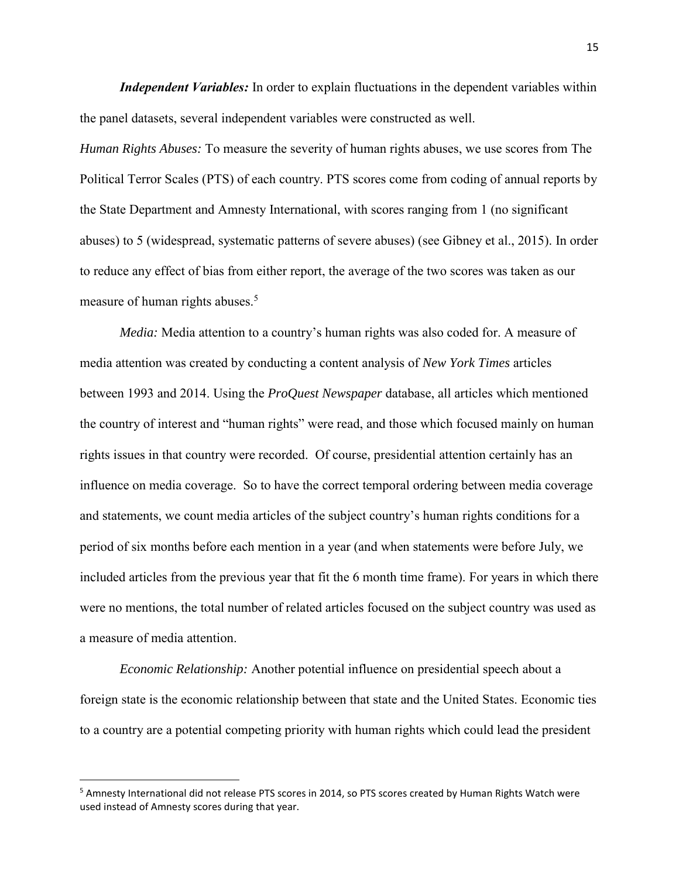***Independent Variables:*** In order to explain fluctuations in the dependent variables within the panel datasets, several independent variables were constructed as well.

*Human Rights Abuses:* To measure the severity of human rights abuses, we use scores from The Political Terror Scales (PTS) of each country. PTS scores come from coding of annual reports by the State Department and Amnesty International, with scores ranging from 1 (no significant abuses) to 5 (widespread, systematic patterns of severe abuses) (see Gibney et al., 2015). In order to reduce any effect of bias from either report, the average of the two scores was taken as our measure of human rights abuses.[5]

*Media:* Media attention to a country's human rights was also coded for. A measure of media attention was created by conducting a content analysis of *New York Times* articles between 1993 and 2014. Using the *ProQuest Newspaper* database, all articles which mentioned the country of interest and "human rights" were read, and those which focused mainly on human rights issues in that country were recorded. Of course, presidential attention certainly has an influence on media coverage. So to have the correct temporal ordering between media coverage and statements, we count media articles of the subject country's human rights conditions for a period of six months before each mention in a year (and when statements were before July, we included articles from the previous year that fit the 6 month time frame). For years in which there were no mentions, the total number of related articles focused on the subject country was used as a measure of media attention.

*Economic Relationship:* Another potential influence on presidential speech about a foreign state is the economic relationship between that state and the United States. Economic ties to a country are a potential competing priority with human rights which could lead the president

---

[5] Amnesty International did not release PTS scores in 2014, so PTS scores created by Human Rights Watch were used instead of Amnesty scores during that year.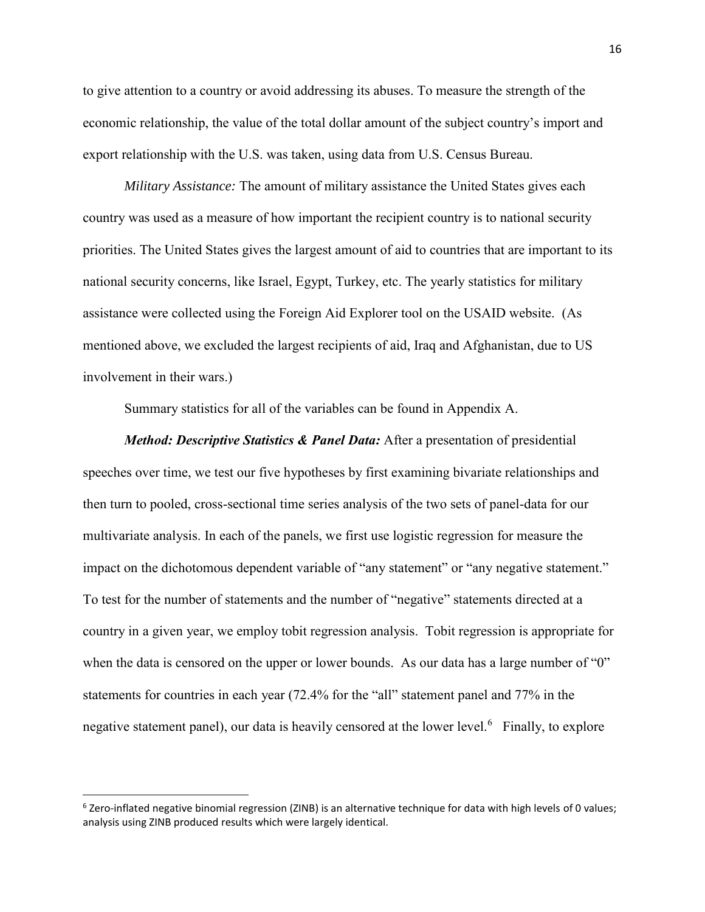to give attention to a country or avoid addressing its abuses. To measure the strength of the economic relationship, the value of the total dollar amount of the subject country's import and export relationship with the U.S. was taken, using data from U.S. Census Bureau.

*Military Assistance:* The amount of military assistance the United States gives each country was used as a measure of how important the recipient country is to national security priorities. The United States gives the largest amount of aid to countries that are important to its national security concerns, like Israel, Egypt, Turkey, etc. The yearly statistics for military assistance were collected using the Foreign Aid Explorer tool on the USAID website. (As mentioned above, we excluded the largest recipients of aid, Iraq and Afghanistan, due to US involvement in their wars.)

Summary statistics for all of the variables can be found in Appendix A.

***Method: Descriptive Statistics & Panel Data:*** After a presentation of presidential speeches over time, we test our five hypotheses by first examining bivariate relationships and then turn to pooled, cross-sectional time series analysis of the two sets of panel-data for our multivariate analysis. In each of the panels, we first use logistic regression for measure the impact on the dichotomous dependent variable of "any statement" or "any negative statement." To test for the number of statements and the number of "negative" statements directed at a country in a given year, we employ tobit regression analysis. Tobit regression is appropriate for when the data is censored on the upper or lower bounds. As our data has a large number of "0" statements for countries in each year (72.4% for the "all" statement panel and 77% in the negative statement panel), our data is heavily censored at the lower level.[6] Finally, to explore

[6] Zero-inflated negative binomial regression (ZINB) is an alternative technique for data with high levels of 0 values; analysis using ZINB produced results which were largely identical.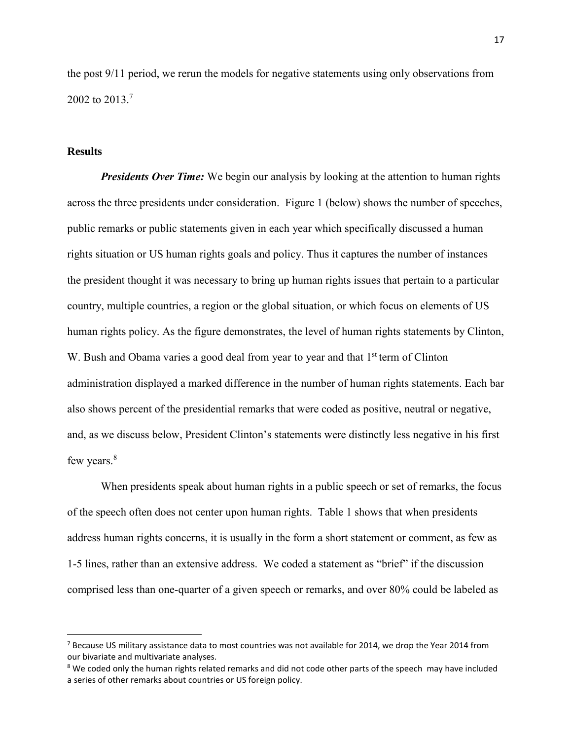the post 9/11 period, we rerun the models for negative statements using only observations from 2002 to 2013.[7]

**Results**

***Presidents Over Time:*** We begin our analysis by looking at the attention to human rights across the three presidents under consideration. Figure 1 (below) shows the number of speeches, public remarks or public statements given in each year which specifically discussed a human rights situation or US human rights goals and policy. Thus it captures the number of instances the president thought it was necessary to bring up human rights issues that pertain to a particular country, multiple countries, a region or the global situation, or which focus on elements of US human rights policy. As the figure demonstrates, the level of human rights statements by Clinton, W. Bush and Obama varies a good deal from year to year and that 1st term of Clinton administration displayed a marked difference in the number of human rights statements. Each bar also shows percent of the presidential remarks that were coded as positive, neutral or negative, and, as we discuss below, President Clinton's statements were distinctly less negative in his first few years.[8]

When presidents speak about human rights in a public speech or set of remarks, the focus of the speech often does not center upon human rights. Table 1 shows that when presidents address human rights concerns, it is usually in the form a short statement or comment, as few as 1-5 lines, rather than an extensive address. We coded a statement as "brief" if the discussion comprised less than one-quarter of a given speech or remarks, and over 80% could be labeled as

[7] Because US military assistance data to most countries was not available for 2014, we drop the Year 2014 from our bivariate and multivariate analyses.

[8] We coded only the human rights related remarks and did not code other parts of the speech may have included a series of other remarks about countries or US foreign policy.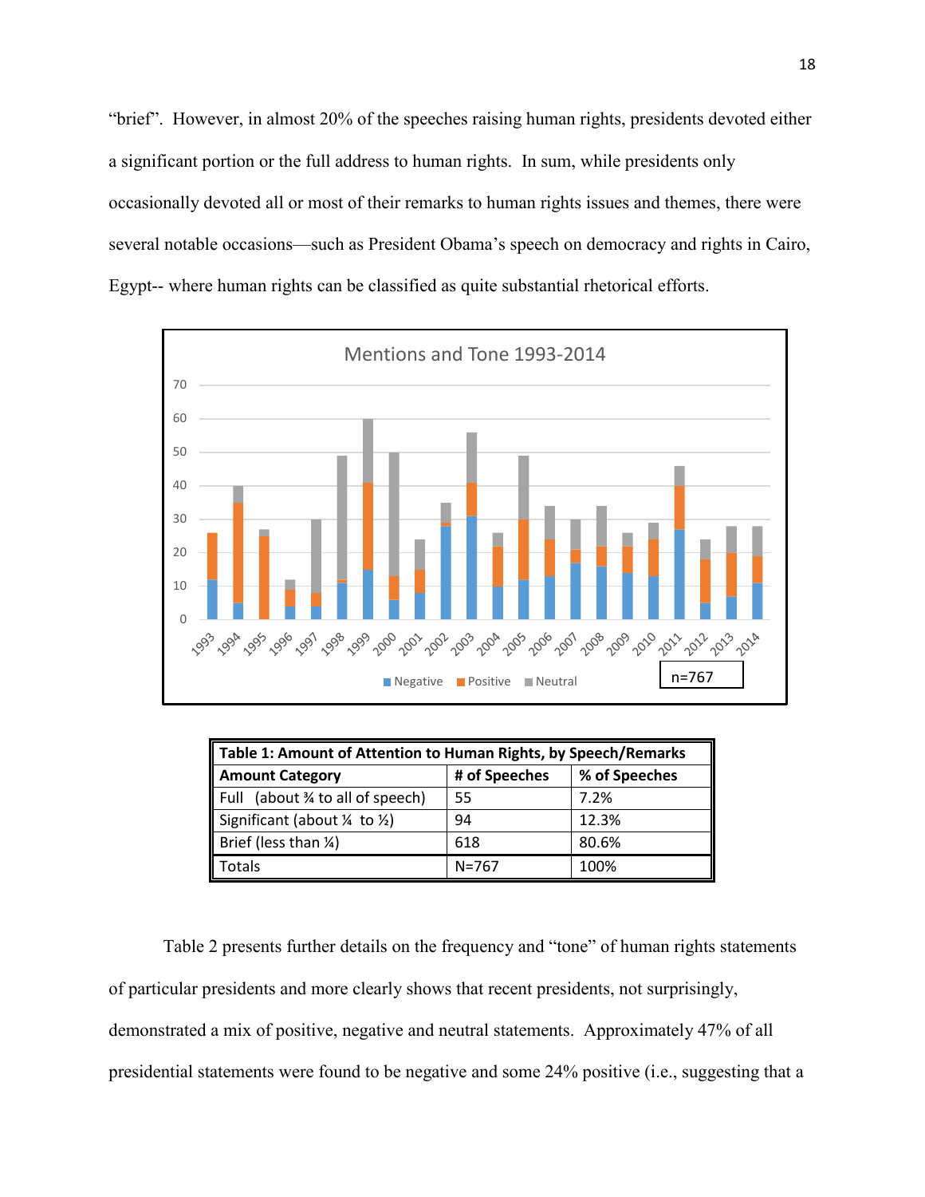"brief". However, in almost 20% of the speeches raising human rights, presidents devoted either a significant portion or the full address to human rights. In sum, while presidents only occasionally devoted all or most of their remarks to human rights issues and themes, there were several notable occasions—such as President Obama's speech on democracy and rights in Cairo, Egypt-- where human rights can be classified as quite substantial rhetorical efforts.

| Table 1: Amount of Attention to Human Rights, by Speech/Remarks | | |
|---|---|---|
| **Amount Category** | **# of Speeches** | **% of Speeches** |
| Full (about ¾ to all of speech) | 55 | 7.2% |
| Significant (about ¼ to ½) | 94 | 12.3% |
| Brief (less than ¼) | 618 | 80.6% |
| Totals | N=767 | 100% |

Table 2 presents further details on the frequency and "tone" of human rights statements of particular presidents and more clearly shows that recent presidents, not surprisingly, demonstrated a mix of positive, negative and neutral statements. Approximately 47% of all presidential statements were found to be negative and some 24% positive (i.e., suggesting that a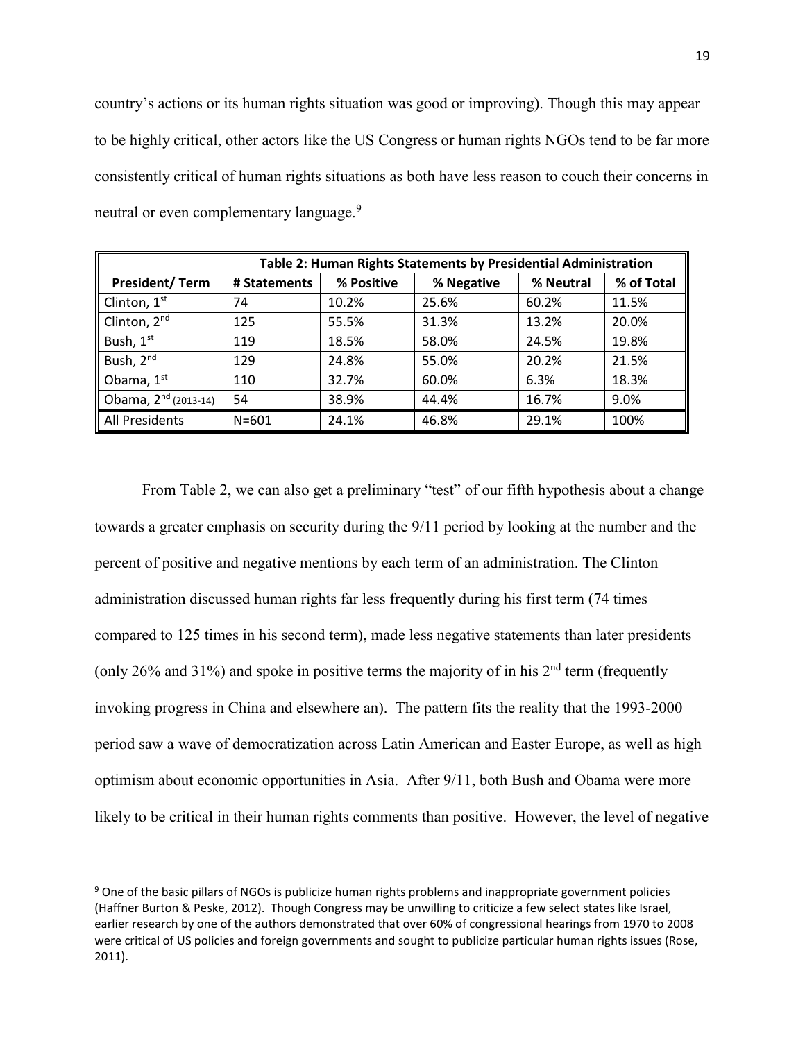country's actions or its human rights situation was good or improving). Though this may appear to be highly critical, other actors like the US Congress or human rights NGOs tend to be far more consistently critical of human rights situations as both have less reason to couch their concerns in neutral or even complementary language.[9]

| | Table 2: Human Rights Statements by Presidential Administration | | | | |
|---|---|---|---|---|---|
| **President/ Term** | **# Statements** | **% Positive** | **% Negative** | **% Neutral** | **% of Total** |
| Clinton, 1st | 74 | 10.2% | 25.6% | 60.2% | 11.5% |
| Clinton, 2nd | 125 | 55.5% | 31.3% | 13.2% | 20.0% |
| Bush, 1st | 119 | 18.5% | 58.0% | 24.5% | 19.8% |
| Bush, 2nd | 129 | 24.8% | 55.0% | 20.2% | 21.5% |
| Obama, 1st | 110 | 32.7% | 60.0% | 6.3% | 18.3% |
| Obama, 2nd (2013-14) | 54 | 38.9% | 44.4% | 16.7% | 9.0% |
| All Presidents | N=601 | 24.1% | 46.8% | 29.1% | 100% |

From Table 2, we can also get a preliminary "test" of our fifth hypothesis about a change towards a greater emphasis on security during the 9/11 period by looking at the number and the percent of positive and negative mentions by each term of an administration. The Clinton administration discussed human rights far less frequently during his first term (74 times compared to 125 times in his second term), made less negative statements than later presidents (only 26% and 31%) and spoke in positive terms the majority of in his 2nd term (frequently invoking progress in China and elsewhere an). The pattern fits the reality that the 1993-2000 period saw a wave of democratization across Latin American and Easter Europe, as well as high optimism about economic opportunities in Asia. After 9/11, both Bush and Obama were more likely to be critical in their human rights comments than positive. However, the level of negative

---

[9] One of the basic pillars of NGOs is publicize human rights problems and inappropriate government policies (Haffner Burton & Peske, 2012). Though Congress may be unwilling to criticize a few select states like Israel, earlier research by one of the authors demonstrated that over 60% of congressional hearings from 1970 to 2008 were critical of US policies and foreign governments and sought to publicize particular human rights issues (Rose, 2011).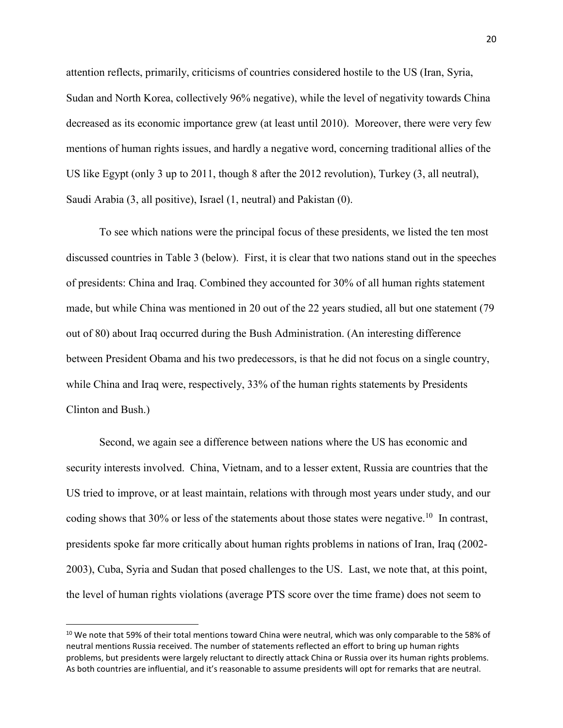attention reflects, primarily, criticisms of countries considered hostile to the US (Iran, Syria, Sudan and North Korea, collectively 96% negative), while the level of negativity towards China decreased as its economic importance grew (at least until 2010). Moreover, there were very few mentions of human rights issues, and hardly a negative word, concerning traditional allies of the US like Egypt (only 3 up to 2011, though 8 after the 2012 revolution), Turkey (3, all neutral), Saudi Arabia (3, all positive), Israel (1, neutral) and Pakistan (0).

To see which nations were the principal focus of these presidents, we listed the ten most discussed countries in Table 3 (below). First, it is clear that two nations stand out in the speeches of presidents: China and Iraq. Combined they accounted for 30% of all human rights statement made, but while China was mentioned in 20 out of the 22 years studied, all but one statement (79 out of 80) about Iraq occurred during the Bush Administration. (An interesting difference between President Obama and his two predecessors, is that he did not focus on a single country, while China and Iraq were, respectively, 33% of the human rights statements by Presidents Clinton and Bush.)

Second, we again see a difference between nations where the US has economic and security interests involved. China, Vietnam, and to a lesser extent, Russia are countries that the US tried to improve, or at least maintain, relations with through most years under study, and our coding shows that 30% or less of the statements about those states were negative.[10] In contrast, presidents spoke far more critically about human rights problems in nations of Iran, Iraq (2002-2003), Cuba, Syria and Sudan that posed challenges to the US. Last, we note that, at this point, the level of human rights violations (average PTS score over the time frame) does not seem to

[10] We note that 59% of their total mentions toward China were neutral, which was only comparable to the 58% of neutral mentions Russia received. The number of statements reflected an effort to bring up human rights problems, but presidents were largely reluctant to directly attack China or Russia over its human rights problems. As both countries are influential, and it's reasonable to assume presidents will opt for remarks that are neutral.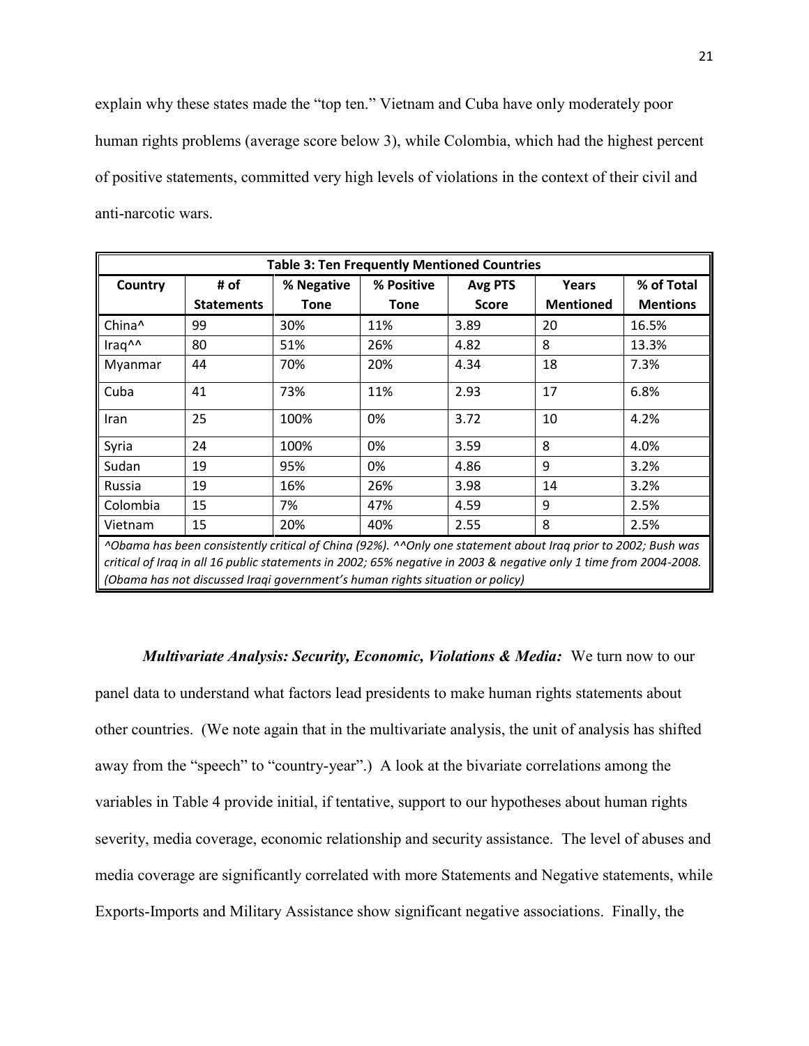explain why these states made the "top ten." Vietnam and Cuba have only moderately poor human rights problems (average score below 3), while Colombia, which had the highest percent of positive statements, committed very high levels of violations in the context of their civil and anti-narcotic wars.

**Table 3: Ten Frequently Mentioned Countries**

| Country | # of Statements | % Negative Tone | % Positive Tone | Avg PTS Score | Years Mentioned | % of Total Mentions |
|---|---|---|---|---|---|---|
| China^ | 99 | 30% | 11% | 3.89 | 20 | 16.5% |
| Iraq^^ | 80 | 51% | 26% | 4.82 | 8 | 13.3% |
| Myanmar | 44 | 70% | 20% | 4.34 | 18 | 7.3% |
| Cuba | 41 | 73% | 11% | 2.93 | 17 | 6.8% |
| Iran | 25 | 100% | 0% | 3.72 | 10 | 4.2% |
| Syria | 24 | 100% | 0% | 3.59 | 8 | 4.0% |
| Sudan | 19 | 95% | 0% | 4.86 | 9 | 3.2% |
| Russia | 19 | 16% | 26% | 3.98 | 14 | 3.2% |
| Colombia | 15 | 7% | 47% | 4.59 | 9 | 2.5% |
| Vietnam | 15 | 20% | 40% | 2.55 | 8 | 2.5% |

*^Obama has been consistently critical of China (92%). ^^Only one statement about Iraq prior to 2002; Bush was critical of Iraq in all 16 public statements in 2002; 65% negative in 2003 & negative only 1 time from 2004-2008. (Obama has not discussed Iraqi government's human rights situation or policy)*

***Multivariate Analysis: Security, Economic, Violations & Media:*** We turn now to our panel data to understand what factors lead presidents to make human rights statements about other countries. (We note again that in the multivariate analysis, the unit of analysis has shifted away from the "speech" to "country-year".) A look at the bivariate correlations among the variables in Table 4 provide initial, if tentative, support to our hypotheses about human rights severity, media coverage, economic relationship and security assistance. The level of abuses and media coverage are significantly correlated with more Statements and Negative statements, while Exports-Imports and Military Assistance show significant negative associations. Finally, the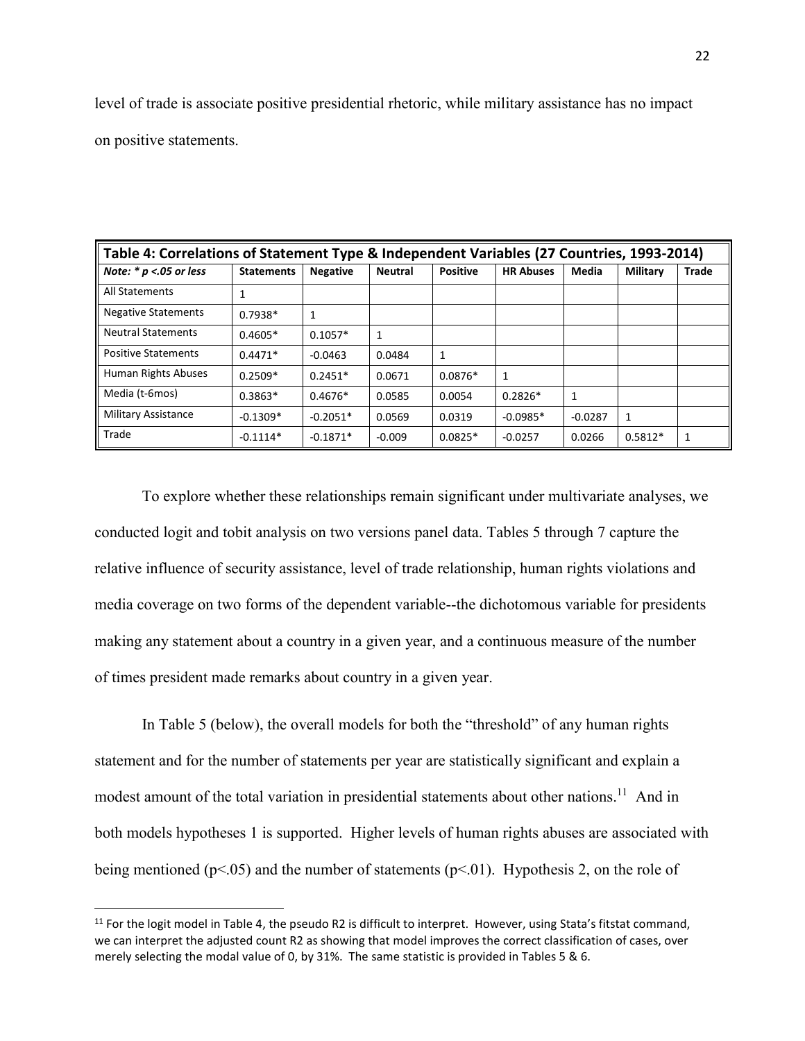level of trade is associate positive presidential rhetoric, while military assistance has no impact on positive statements.

| Table 4: Correlations of Statement Type & Independent Variables (27 Countries, 1993-2014) | | | | | | | | |
|---|---|---|---|---|---|---|---|---|
| *Note: * p <.05 or less* | **Statements** | **Negative** | **Neutral** | **Positive** | **HR Abuses** | **Media** | **Military** | **Trade** |
| All Statements | 1 | | | | | | | |
| Negative Statements | 0.7938* | 1 | | | | | | |
| Neutral Statements | 0.4605* | 0.1057* | 1 | | | | | |
| Positive Statements | 0.4471* | -0.0463 | 0.0484 | 1 | | | | |
| Human Rights Abuses | 0.2509* | 0.2451* | 0.0671 | 0.0876* | 1 | | | |
| Media (t-6mos) | 0.3863* | 0.4676* | 0.0585 | 0.0054 | 0.2826* | 1 | | |
| Military Assistance | -0.1309* | -0.2051* | 0.0569 | 0.0319 | -0.0985* | -0.0287 | 1 | |
| Trade | -0.1114* | -0.1871* | -0.009 | 0.0825* | -0.0257 | 0.0266 | 0.5812* | 1 |

To explore whether these relationships remain significant under multivariate analyses, we conducted logit and tobit analysis on two versions panel data. Tables 5 through 7 capture the relative influence of security assistance, level of trade relationship, human rights violations and media coverage on two forms of the dependent variable--the dichotomous variable for presidents making any statement about a country in a given year, and a continuous measure of the number of times president made remarks about country in a given year.

In Table 5 (below), the overall models for both the "threshold" of any human rights statement and for the number of statements per year are statistically significant and explain a modest amount of the total variation in presidential statements about other nations.[11] And in both models hypotheses 1 is supported. Higher levels of human rights abuses are associated with being mentioned ($p<.05$) and the number of statements ($p<.01$). Hypothesis 2, on the role of

[11] For the logit model in Table 4, the pseudo R2 is difficult to interpret. However, using Stata's fitstat command, we can interpret the adjusted count R2 as showing that model improves the correct classification of cases, over merely selecting the modal value of 0, by 31%. The same statistic is provided in Tables 5 & 6.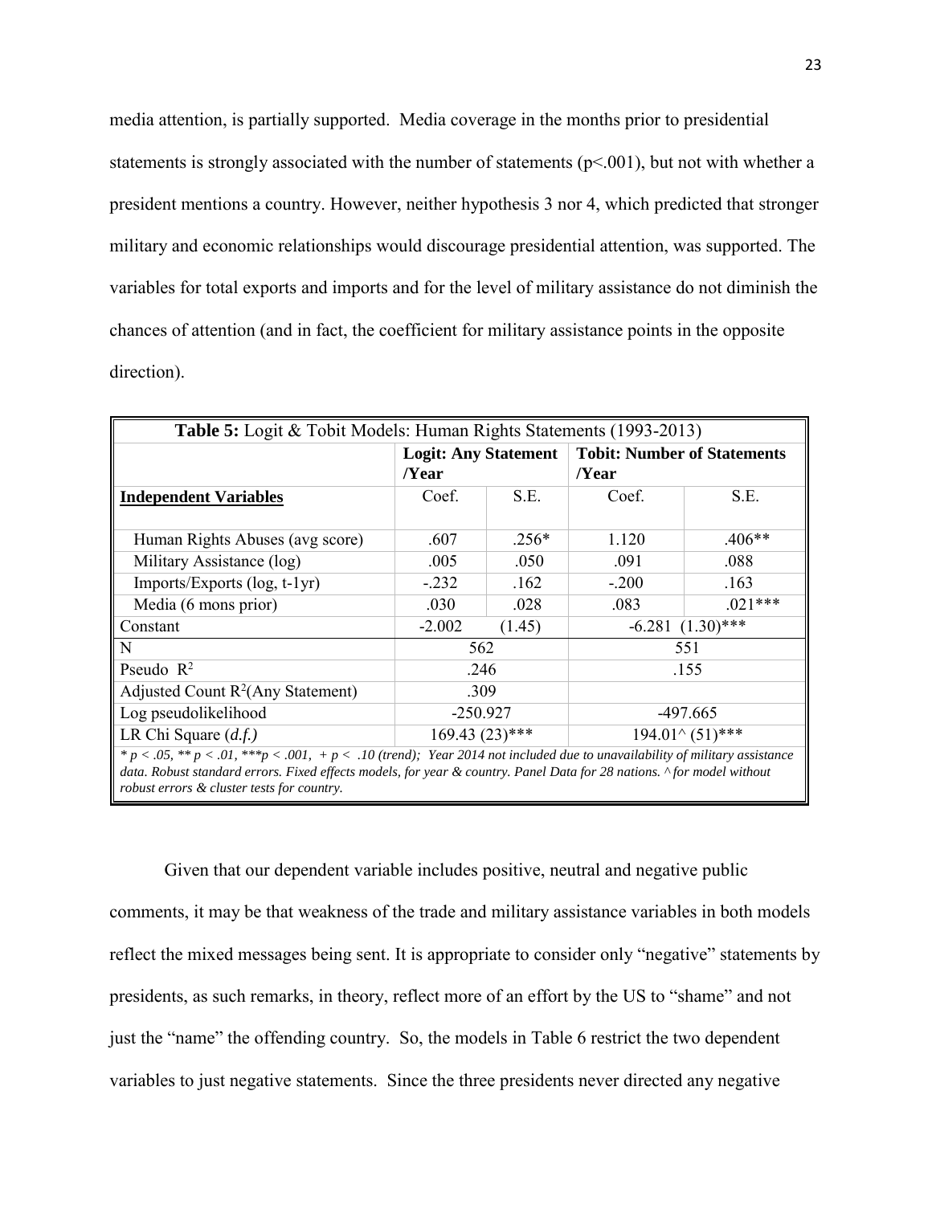media attention, is partially supported. Media coverage in the months prior to presidential statements is strongly associated with the number of statements ($p<.001$), but not with whether a president mentions a country. However, neither hypothesis 3 nor 4, which predicted that stronger military and economic relationships would discourage presidential attention, was supported. The variables for total exports and imports and for the level of military assistance do not diminish the chances of attention (and in fact, the coefficient for military assistance points in the opposite direction).

**Table 5:** Logit & Tobit Models: Human Rights Statements (1993-2013)

| | **Logit: Any Statement /Year** | | **Tobit: Number of Statements /Year** | |
|---|---|---|---|---|
| **Independent Variables** | Coef. | S.E. | Coef. | S.E. |
| Human Rights Abuses (avg score) | .607 | .256* | 1.120 | .406** |
| Military Assistance (log) | .005 | .050 | .091 | .088 |
| Imports/Exports (log, t-1yr) | -.232 | .162 | -.200 | .163 |
| Media (6 mons prior) | .030 | .028 | .083 | .021*** |
| Constant | -2.002 | (1.45) | -6.281 | (1.30)*** |
| N | 562 | | 551 | |
| Pseudo $R^2$ | .246 | | .155 | |
| Adjusted Count $R^2$(Any Statement) | .309 | | | |
| Log pseudolikelihood | -250.927 | | -497.665 | |
| LR Chi Square (*d.f.)* | 169.43 (23)*** | | 194.01^ (51)*** | |

*\* p < .05, \*\* p < .01, \*\*\*p < .001, + p < .10 (trend); Year 2014 not included due to unavailability of military assistance data. Robust standard errors. Fixed effects models, for year & country. Panel Data for 28 nations. ^ for model without robust errors & cluster tests for country.*

Given that our dependent variable includes positive, neutral and negative public comments, it may be that weakness of the trade and military assistance variables in both models reflect the mixed messages being sent. It is appropriate to consider only "negative" statements by presidents, as such remarks, in theory, reflect more of an effort by the US to "shame" and not just the "name" the offending country. So, the models in Table 6 restrict the two dependent variables to just negative statements. Since the three presidents never directed any negative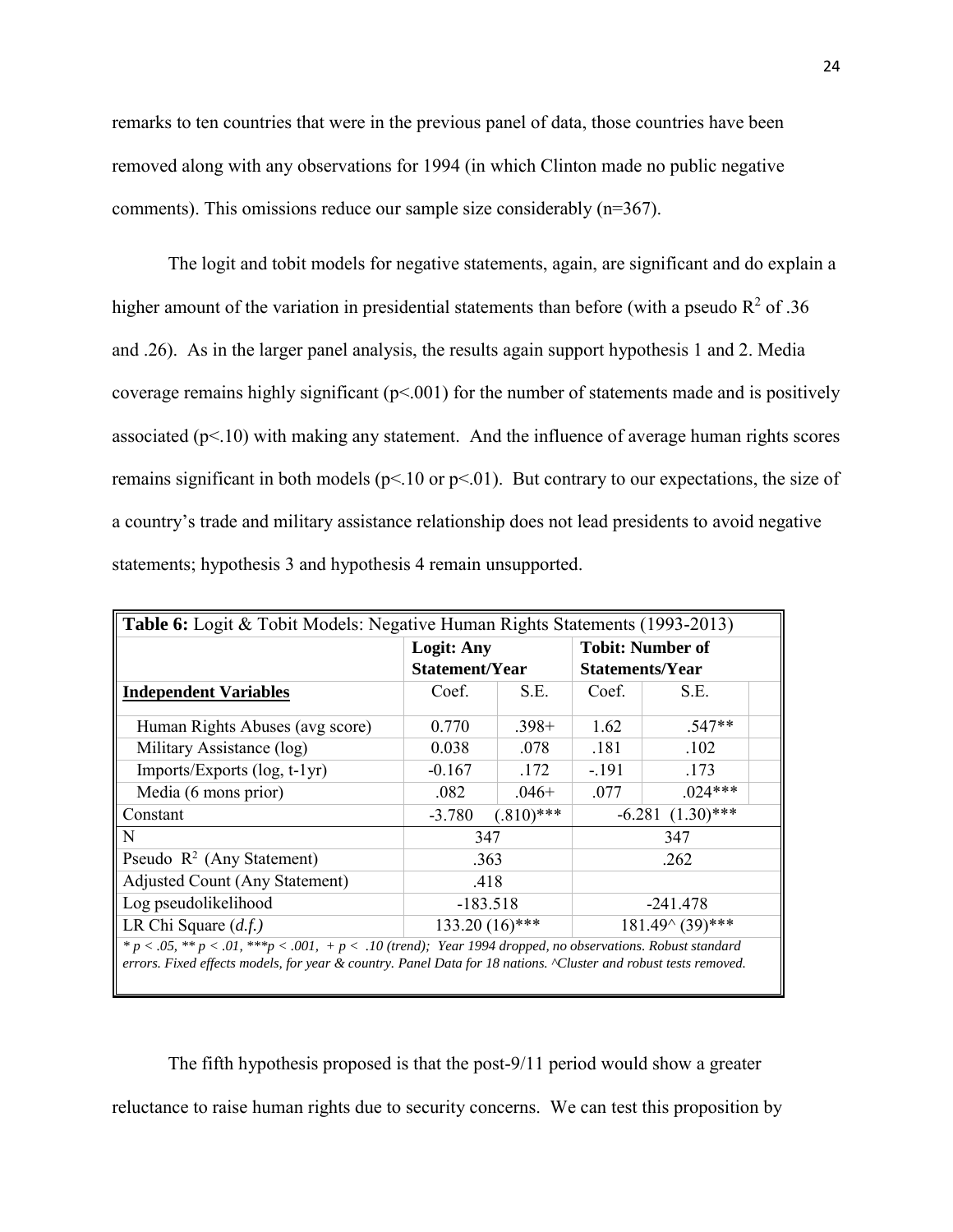remarks to ten countries that were in the previous panel of data, those countries have been removed along with any observations for 1994 (in which Clinton made no public negative comments). This omissions reduce our sample size considerably (n=367).

The logit and tobit models for negative statements, again, are significant and do explain a higher amount of the variation in presidential statements than before (with a pseudo $R^2$ of .36 and .26). As in the larger panel analysis, the results again support hypothesis 1 and 2. Media coverage remains highly significant ($p<.001$) for the number of statements made and is positively associated ($p<.10$) with making any statement. And the influence of average human rights scores remains significant in both models ($p<.10$ or $p<.01$). But contrary to our expectations, the size of a country's trade and military assistance relationship does not lead presidents to avoid negative statements; hypothesis 3 and hypothesis 4 remain unsupported.

**Table 6:** Logit & Tobit Models: Negative Human Rights Statements (1993-2013)

| | **Logit: Any Statement/Year** | | **Tobit: Number of Statements/Year** | |
|---|---|---|---|---|
| **Independent Variables** | Coef. | S.E. | Coef. | S.E. |
| Human Rights Abuses (avg score) | 0.770 | .398+ | 1.62 | .547** |
| Military Assistance (log) | 0.038 | .078 | .181 | .102 |
| Imports/Exports (log, t-1yr) | -0.167 | .172 | -.191 | .173 |
| Media (6 mons prior) | .082 | .046+ | .077 | .024*** |
| Constant | -3.780 | (.810)*** | -6.281 | (1.30)*** |
| N | 347 | | 347 | |
| Pseudo $R^2$ (Any Statement) | .363 | | .262 | |
| Adjusted Count (Any Statement) | .418 | | | |
| Log pseudolikelihood | -183.518 | | -241.478 | |
| LR Chi Square (*d.f.*) | 133.20 (16)*** | | 181.49^ (39)*** | |

*\* p < .05, \*\* p < .01, \*\*\*p < .001, + p < .10 (trend); Year 1994 dropped, no observations. Robust standard errors. Fixed effects models, for year & country. Panel Data for 18 nations. ^Cluster and robust tests removed.*

The fifth hypothesis proposed is that the post-9/11 period would show a greater reluctance to raise human rights due to security concerns. We can test this proposition by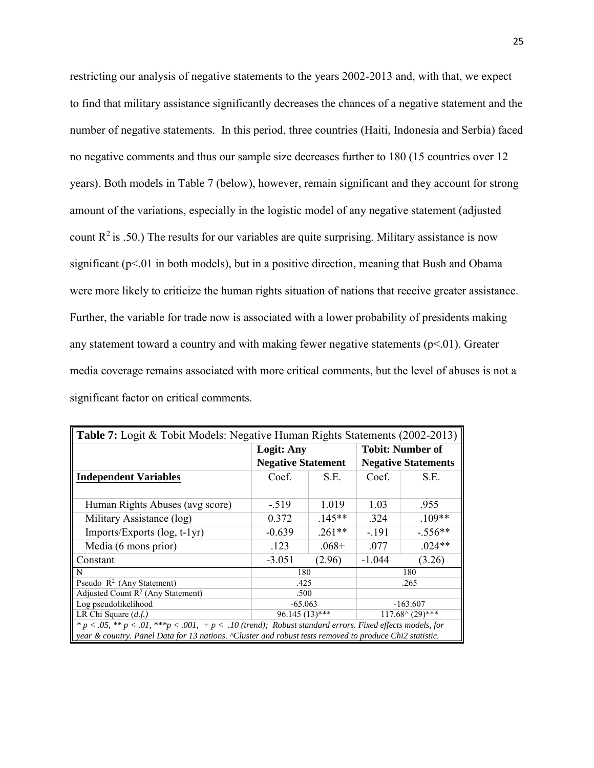restricting our analysis of negative statements to the years 2002-2013 and, with that, we expect to find that military assistance significantly decreases the chances of a negative statement and the number of negative statements. In this period, three countries (Haiti, Indonesia and Serbia) faced no negative comments and thus our sample size decreases further to 180 (15 countries over 12 years). Both models in Table 7 (below), however, remain significant and they account for strong amount of the variations, especially in the logistic model of any negative statement (adjusted count $R^2$ is .50.) The results for our variables are quite surprising. Military assistance is now significant ($p<.01$ in both models), but in a positive direction, meaning that Bush and Obama were more likely to criticize the human rights situation of nations that receive greater assistance. Further, the variable for trade now is associated with a lower probability of presidents making any statement toward a country and with making fewer negative statements ($p<.01$). Greater media coverage remains associated with more critical comments, but the level of abuses is not a significant factor on critical comments.

| **Table 7:** Logit & Tobit Models: Negative Human Rights Statements (2002-2013) | | | | |
|---|---|---|---|---|
| | **Logit: Any Negative Statement** | | **Tobit: Number of Negative Statements** | |
| **Independent Variables** | Coef. | S.E. | Coef. | S.E. |
| Human Rights Abuses (avg score) | -.519 | 1.019 | 1.03 | .955 |
| Military Assistance (log) | 0.372 | .145** | .324 | .109** |
| Imports/Exports (log, t-1yr) | -0.639 | .261** | -.191 | -.556** |
| Media (6 mons prior) | .123 | .068+ | .077 | .024** |
| Constant | -3.051 | (2.96) | -1.044 | (3.26) |
| N | 180 | | 180 | |
| Pseudo $R^2$ (Any Statement) | .425 | | .265 | |
| Adjusted Count $R^2$ (Any Statement) | .500 | | | |
| Log pseudolikelihood | -65.063 | | -163.607 | |
| LR Chi Square (*d.f.*) | 96.145 (13)*** | | 117.68^ (29)*** | |

*\* p < .05, \*\* p < .01, \*\*\*p < .001, + p < .10 (trend); Robust standard errors. Fixed effects models, for year & country. Panel Data for 13 nations. ^Cluster and robust tests removed to produce Chi2 statistic.*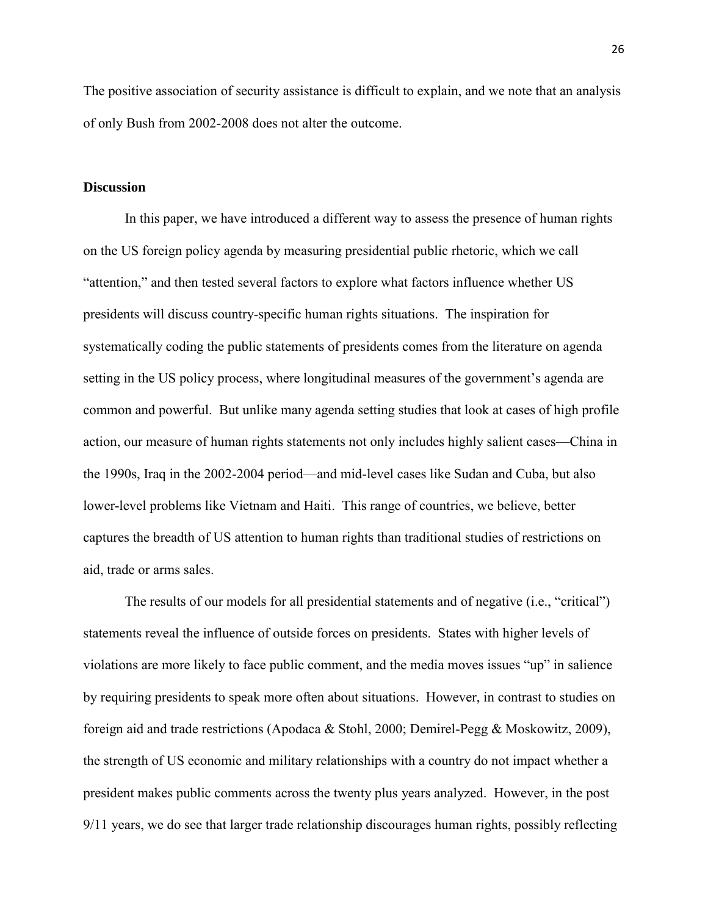The positive association of security assistance is difficult to explain, and we note that an analysis of only Bush from 2002-2008 does not alter the outcome.

## Discussion

In this paper, we have introduced a different way to assess the presence of human rights on the US foreign policy agenda by measuring presidential public rhetoric, which we call "attention," and then tested several factors to explore what factors influence whether US presidents will discuss country-specific human rights situations. The inspiration for systematically coding the public statements of presidents comes from the literature on agenda setting in the US policy process, where longitudinal measures of the government's agenda are common and powerful. But unlike many agenda setting studies that look at cases of high profile action, our measure of human rights statements not only includes highly salient cases—China in the 1990s, Iraq in the 2002-2004 period—and mid-level cases like Sudan and Cuba, but also lower-level problems like Vietnam and Haiti. This range of countries, we believe, better captures the breadth of US attention to human rights than traditional studies of restrictions on aid, trade or arms sales.

The results of our models for all presidential statements and of negative (i.e., "critical") statements reveal the influence of outside forces on presidents. States with higher levels of violations are more likely to face public comment, and the media moves issues "up" in salience by requiring presidents to speak more often about situations. However, in contrast to studies on foreign aid and trade restrictions (Apodaca & Stohl, 2000; Demirel-Pegg & Moskowitz, 2009), the strength of US economic and military relationships with a country do not impact whether a president makes public comments across the twenty plus years analyzed. However, in the post 9/11 years, we do see that larger trade relationship discourages human rights, possibly reflecting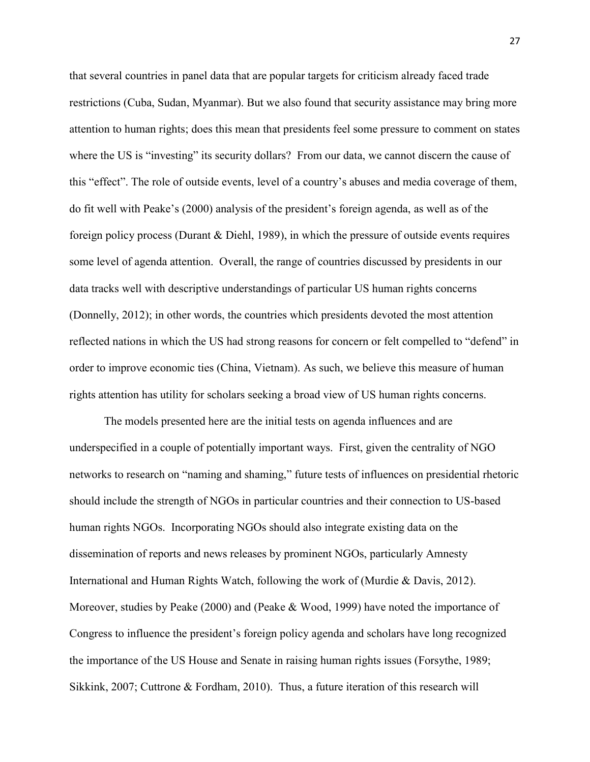that several countries in panel data that are popular targets for criticism already faced trade restrictions (Cuba, Sudan, Myanmar). But we also found that security assistance may bring more attention to human rights; does this mean that presidents feel some pressure to comment on states where the US is "investing" its security dollars? From our data, we cannot discern the cause of this "effect". The role of outside events, level of a country's abuses and media coverage of them, do fit well with Peake's (2000) analysis of the president's foreign agenda, as well as of the foreign policy process (Durant & Diehl, 1989), in which the pressure of outside events requires some level of agenda attention. Overall, the range of countries discussed by presidents in our data tracks well with descriptive understandings of particular US human rights concerns (Donnelly, 2012); in other words, the countries which presidents devoted the most attention reflected nations in which the US had strong reasons for concern or felt compelled to "defend" in order to improve economic ties (China, Vietnam). As such, we believe this measure of human rights attention has utility for scholars seeking a broad view of US human rights concerns.

The models presented here are the initial tests on agenda influences and are underspecified in a couple of potentially important ways. First, given the centrality of NGO networks to research on "naming and shaming," future tests of influences on presidential rhetoric should include the strength of NGOs in particular countries and their connection to US-based human rights NGOs. Incorporating NGOs should also integrate existing data on the dissemination of reports and news releases by prominent NGOs, particularly Amnesty International and Human Rights Watch, following the work of (Murdie & Davis, 2012). Moreover, studies by Peake (2000) and (Peake & Wood, 1999) have noted the importance of Congress to influence the president's foreign policy agenda and scholars have long recognized the importance of the US House and Senate in raising human rights issues (Forsythe, 1989; Sikkink, 2007; Cuttrone & Fordham, 2010). Thus, a future iteration of this research will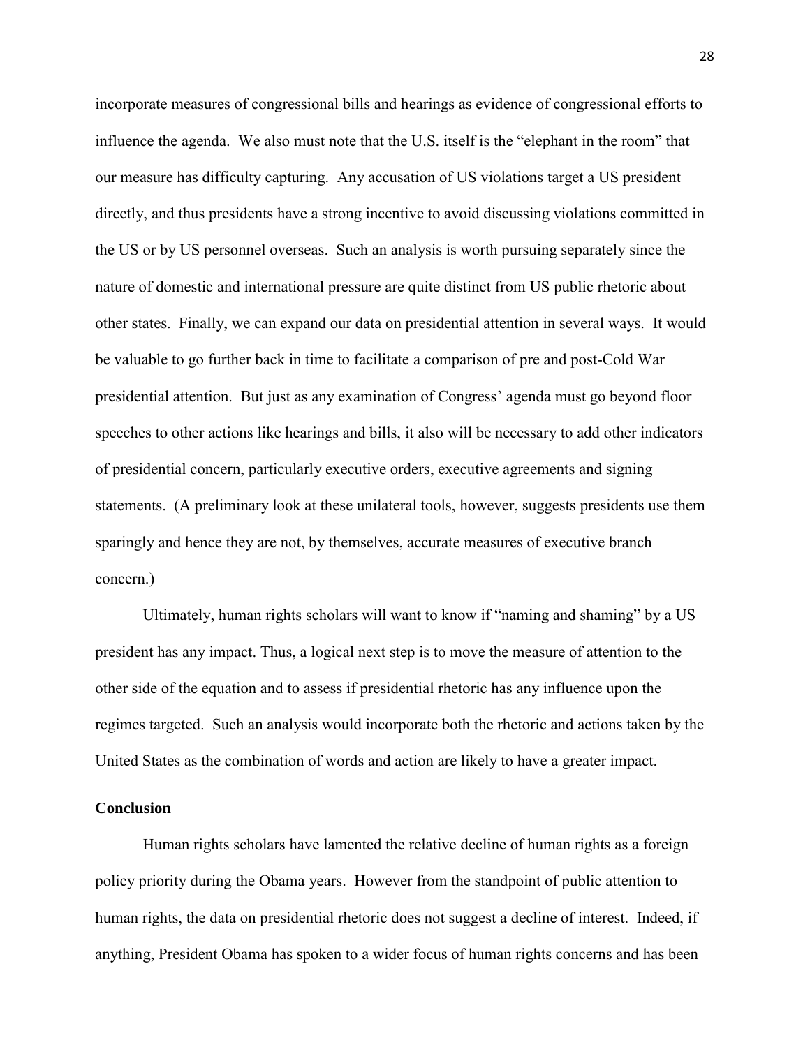incorporate measures of congressional bills and hearings as evidence of congressional efforts to influence the agenda. We also must note that the U.S. itself is the "elephant in the room" that our measure has difficulty capturing. Any accusation of US violations target a US president directly, and thus presidents have a strong incentive to avoid discussing violations committed in the US or by US personnel overseas. Such an analysis is worth pursuing separately since the nature of domestic and international pressure are quite distinct from US public rhetoric about other states. Finally, we can expand our data on presidential attention in several ways. It would be valuable to go further back in time to facilitate a comparison of pre and post-Cold War presidential attention. But just as any examination of Congress' agenda must go beyond floor speeches to other actions like hearings and bills, it also will be necessary to add other indicators of presidential concern, particularly executive orders, executive agreements and signing statements. (A preliminary look at these unilateral tools, however, suggests presidents use them sparingly and hence they are not, by themselves, accurate measures of executive branch concern.)

Ultimately, human rights scholars will want to know if "naming and shaming" by a US president has any impact. Thus, a logical next step is to move the measure of attention to the other side of the equation and to assess if presidential rhetoric has any influence upon the regimes targeted. Such an analysis would incorporate both the rhetoric and actions taken by the United States as the combination of words and action are likely to have a greater impact.

## Conclusion

Human rights scholars have lamented the relative decline of human rights as a foreign policy priority during the Obama years. However from the standpoint of public attention to human rights, the data on presidential rhetoric does not suggest a decline of interest. Indeed, if anything, President Obama has spoken to a wider focus of human rights concerns and has been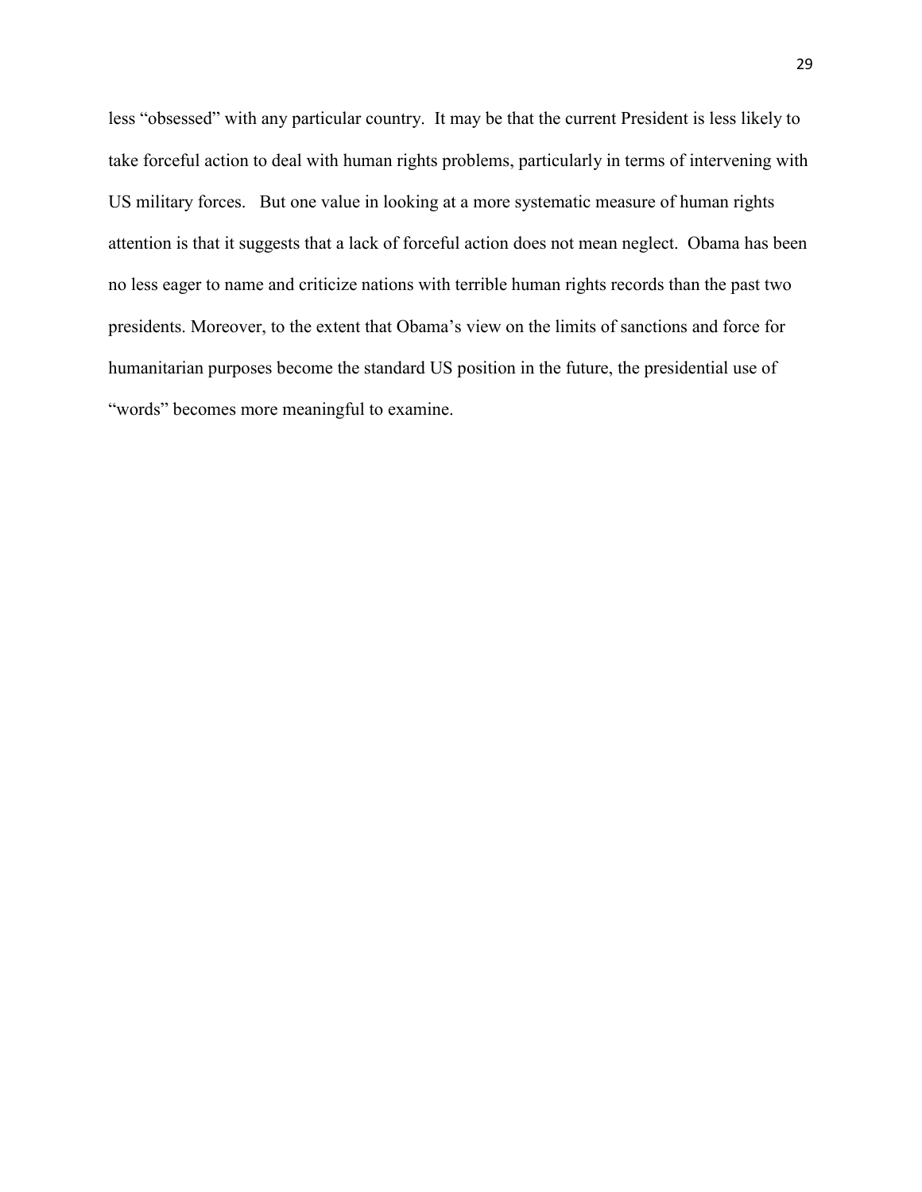less “obsessed” with any particular country. It may be that the current President is less likely to take forceful action to deal with human rights problems, particularly in terms of intervening with US military forces. But one value in looking at a more systematic measure of human rights attention is that it suggests that a lack of forceful action does not mean neglect. Obama has been no less eager to name and criticize nations with terrible human rights records than the past two presidents. Moreover, to the extent that Obama’s view on the limits of sanctions and force for humanitarian purposes become the standard US position in the future, the presidential use of “words” becomes more meaningful to examine.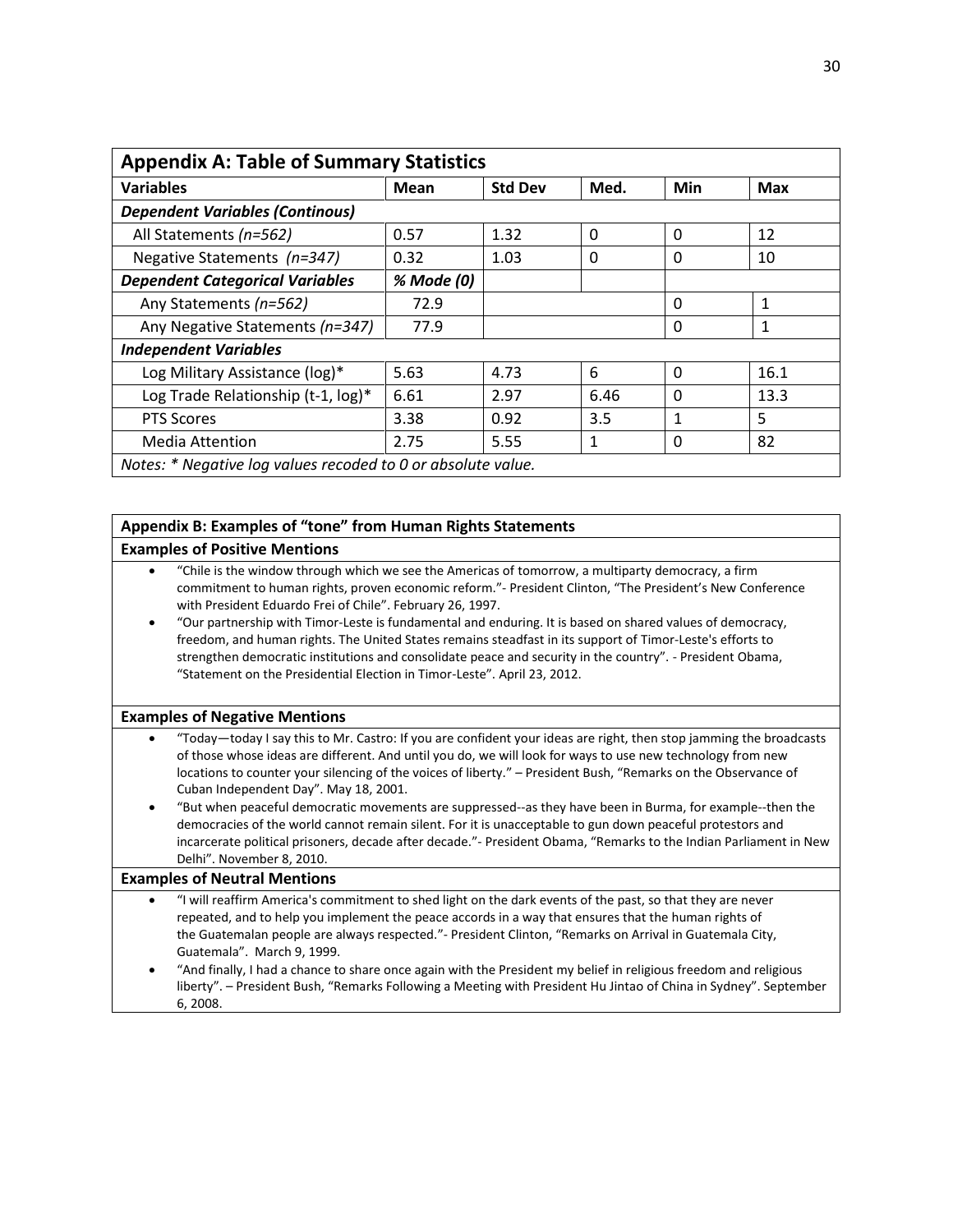## Appendix A: Table of Summary Statistics

| Variables | Mean | Std Dev | Med. | Min | Max |
|---|---|---|---|---|---|
| ***Dependent Variables (Continous)*** | | | | | |
| All Statements *(n=562)* | 0.57 | 1.32 | 0 | 0 | 12 |
| Negative Statements *(n=347)* | 0.32 | 1.03 | 0 | 0 | 10 |
| ***Dependent Categorical Variables*** | ***% Mode (0)*** | | | | |
| Any Statements *(n=562)* | 72.9 | | | 0 | 1 |
| Any Negative Statements *(n=347)* | 77.9 | | | 0 | 1 |
| ***Independent Variables*** | | | | | |
| Log Military Assistance (log)* | 5.63 | 4.73 | 6 | 0 | 16.1 |
| Log Trade Relationship (t-1, log)* | 6.61 | 2.97 | 6.46 | 0 | 13.3 |
| PTS Scores | 3.38 | 0.92 | 3.5 | 1 | 5 |
| Media Attention | 2.75 | 5.55 | 1 | 0 | 82 |

*Notes: * Negative log values recoded to 0 or absolute value.*

## Appendix B: Examples of "tone" from Human Rights Statements

**Examples of Positive Mentions**

- "Chile is the window through which we see the Americas of tomorrow, a multiparty democracy, a firm commitment to human rights, proven economic reform."- President Clinton, "The President's New Conference with President Eduardo Frei of Chile". February 26, 1997.
- "Our partnership with Timor-Leste is fundamental and enduring. It is based on shared values of democracy, freedom, and human rights. The United States remains steadfast in its support of Timor-Leste's efforts to strengthen democratic institutions and consolidate peace and security in the country". - President Obama, "Statement on the Presidential Election in Timor-Leste". April 23, 2012.

**Examples of Negative Mentions**

- "Today—today I say this to Mr. Castro: If you are confident your ideas are right, then stop jamming the broadcasts of those whose ideas are different. And until you do, we will look for ways to use new technology from new locations to counter your silencing of the voices of liberty." – President Bush, "Remarks on the Observance of Cuban Independent Day". May 18, 2001.
- "But when peaceful democratic movements are suppressed--as they have been in Burma, for example--then the democracies of the world cannot remain silent. For it is unacceptable to gun down peaceful protestors and incarcerate political prisoners, decade after decade."- President Obama, "Remarks to the Indian Parliament in New Delhi". November 8, 2010.

**Examples of Neutral Mentions**

- "I will reaffirm America's commitment to shed light on the dark events of the past, so that they are never repeated, and to help you implement the peace accords in a way that ensures that the human rights of the Guatemalan people are always respected."- President Clinton, "Remarks on Arrival in Guatemala City, Guatemala". March 9, 1999.
- "And finally, I had a chance to share once again with the President my belief in religious freedom and religious liberty". – President Bush, "Remarks Following a Meeting with President Hu Jintao of China in Sydney". September 6, 2008.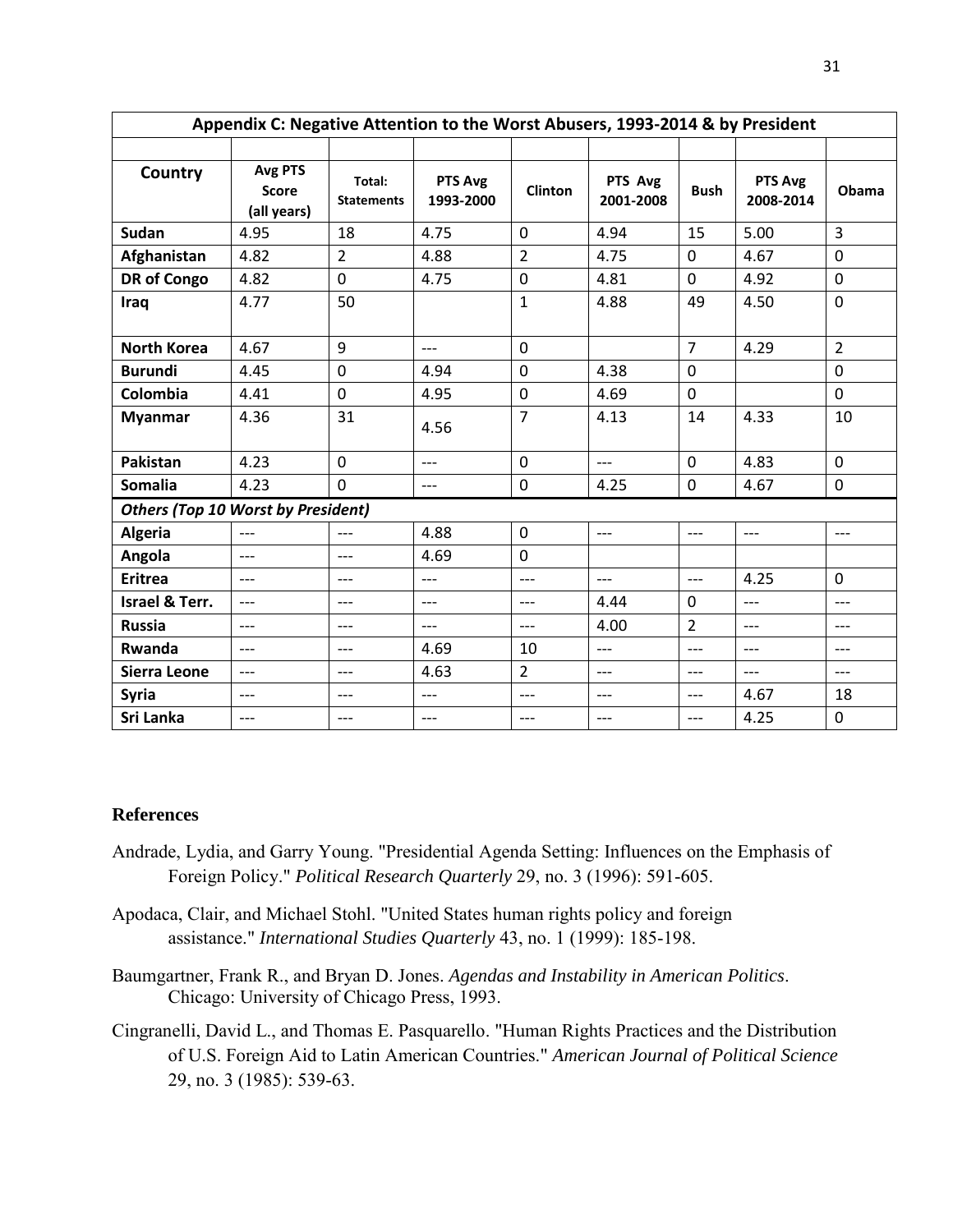| Appendix C: Negative Attention to the Worst Abusers, 1993-2014 & by President | | | | | | | | |
|---|---|---|---|---|---|---|---|---|
| **Country** | **Avg PTS Score (all years)** | **Total: Statements** | **PTS Avg 1993-2000** | **Clinton** | **PTS Avg 2001-2008** | **Bush** | **PTS Avg 2008-2014** | **Obama** |
| **Sudan** | 4.95 | 18 | 4.75 | 0 | 4.94 | 15 | 5.00 | 3 |
| **Afghanistan** | 4.82 | 2 | 4.88 | 2 | 4.75 | 0 | 4.67 | 0 |
| **DR of Congo** | 4.82 | 0 | 4.75 | 0 | 4.81 | 0 | 4.92 | 0 |
| **Iraq** | 4.77 | 50 | | 1 | 4.88 | 49 | 4.50 | 0 |
| **North Korea** | 4.67 | 9 | --- | 0 | | 7 | 4.29 | 2 |
| **Burundi** | 4.45 | 0 | 4.94 | 0 | 4.38 | 0 | | 0 |
| **Colombia** | 4.41 | 0 | 4.95 | 0 | 4.69 | 0 | | 0 |
| **Myanmar** | 4.36 | 31 | 4.56 | 7 | 4.13 | 14 | 4.33 | 10 |
| **Pakistan** | 4.23 | 0 | --- | 0 | --- | 0 | 4.83 | 0 |
| **Somalia** | 4.23 | 0 | --- | 0 | 4.25 | 0 | 4.67 | 0 |
| ***Others (Top 10 Worst by President)*** | | | | | | | | |
| **Algeria** | --- | --- | 4.88 | 0 | --- | --- | --- | --- |
| **Angola** | --- | --- | 4.69 | 0 | | | | |
| **Eritrea** | --- | --- | --- | --- | --- | --- | 4.25 | 0 |
| **Israel & Terr.** | --- | --- | --- | --- | 4.44 | 0 | --- | --- |
| **Russia** | --- | --- | --- | --- | 4.00 | 2 | --- | --- |
| **Rwanda** | --- | --- | 4.69 | 10 | --- | --- | --- | --- |
| **Sierra Leone** | --- | --- | 4.63 | 2 | --- | --- | --- | --- |
| **Syria** | --- | --- | --- | --- | --- | --- | 4.67 | 18 |
| **Sri Lanka** | --- | --- | --- | --- | --- | --- | 4.25 | 0 |

## References

Andrade, Lydia, and Garry Young. "Presidential Agenda Setting: Influences on the Emphasis of Foreign Policy." *Political Research Quarterly* 29, no. 3 (1996): 591-605.

Apodaca, Clair, and Michael Stohl. "United States human rights policy and foreign assistance." *International Studies Quarterly* 43, no. 1 (1999): 185-198.

Baumgartner, Frank R., and Bryan D. Jones. *Agendas and Instability in American Politics*. Chicago: University of Chicago Press, 1993.

Cingranelli, David L., and Thomas E. Pasquarello. "Human Rights Practices and the Distribution of U.S. Foreign Aid to Latin American Countries." *American Journal of Political Science* 29, no. 3 (1985): 539-63.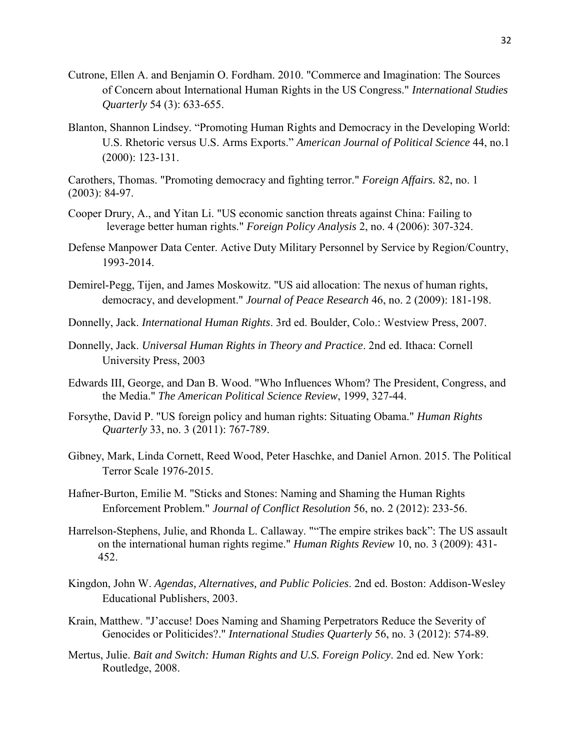Cutrone, Ellen A. and Benjamin O. Fordham. 2010. "Commerce and Imagination: The Sources of Concern about International Human Rights in the US Congress." *International Studies Quarterly* 54 (3): 633-655.

Blanton, Shannon Lindsey. "Promoting Human Rights and Democracy in the Developing World: U.S. Rhetoric versus U.S. Arms Exports." *American Journal of Political Science* 44, no.1 (2000): 123-131.

Carothers, Thomas. "Promoting democracy and fighting terror." *Foreign Affairs.* 82, no. 1 (2003): 84-97.

Cooper Drury, A., and Yitan Li. "US economic sanction threats against China: Failing to leverage better human rights." *Foreign Policy Analysis* 2, no. 4 (2006): 307-324.

Defense Manpower Data Center. Active Duty Military Personnel by Service by Region/Country, 1993-2014.

Demirel-Pegg, Tijen, and James Moskowitz. "US aid allocation: The nexus of human rights, democracy, and development." *Journal of Peace Research* 46, no. 2 (2009): 181-198.

Donnelly, Jack. *International Human Rights*. 3rd ed. Boulder, Colo.: Westview Press, 2007.

Donnelly, Jack. *Universal Human Rights in Theory and Practice*. 2nd ed. Ithaca: Cornell University Press, 2003

Edwards III, George, and Dan B. Wood. "Who Influences Whom? The President, Congress, and the Media." *The American Political Science Review*, 1999, 327-44.

Forsythe, David P. "US foreign policy and human rights: Situating Obama." *Human Rights Quarterly* 33, no. 3 (2011): 767-789.

Gibney, Mark, Linda Cornett, Reed Wood, Peter Haschke, and Daniel Arnon. 2015. The Political Terror Scale 1976-2015.

Hafner-Burton, Emilie M. "Sticks and Stones: Naming and Shaming the Human Rights Enforcement Problem." *Journal of Conflict Resolution* 56, no. 2 (2012): 233-56.

Harrelson-Stephens, Julie, and Rhonda L. Callaway. "“The empire strikes back”: The US assault on the international human rights regime." *Human Rights Review* 10, no. 3 (2009): 431-452.

Kingdon, John W. *Agendas, Alternatives, and Public Policies*. 2nd ed. Boston: Addison-Wesley Educational Publishers, 2003.

Krain, Matthew. "J'accuse! Does Naming and Shaming Perpetrators Reduce the Severity of Genocides or Politicides?." *International Studies Quarterly* 56, no. 3 (2012): 574-89.

Mertus, Julie. *Bait and Switch: Human Rights and U.S. Foreign Policy*. 2nd ed. New York: Routledge, 2008.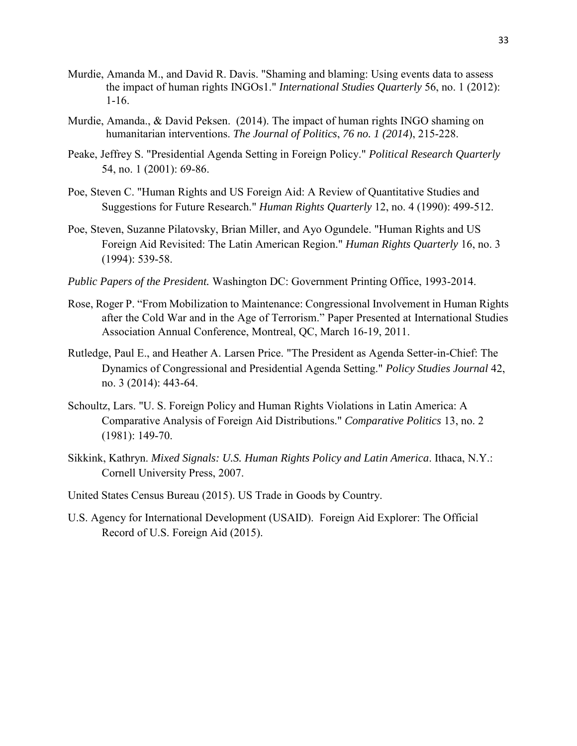Murdie, Amanda M., and David R. Davis. "Shaming and blaming: Using events data to assess the impact of human rights INGOs1." *International Studies Quarterly* 56, no. 1 (2012): 1-16.

Murdie, Amanda., & David Peksen. (2014). The impact of human rights INGO shaming on humanitarian interventions. *The Journal of Politics*, *76 no. 1 (2014*), 215-228.

Peake, Jeffrey S. "Presidential Agenda Setting in Foreign Policy." *Political Research Quarterly* 54, no. 1 (2001): 69-86.

Poe, Steven C. "Human Rights and US Foreign Aid: A Review of Quantitative Studies and Suggestions for Future Research." *Human Rights Quarterly* 12, no. 4 (1990): 499-512.

Poe, Steven, Suzanne Pilatovsky, Brian Miller, and Ayo Ogundele. "Human Rights and US Foreign Aid Revisited: The Latin American Region." *Human Rights Quarterly* 16, no. 3 (1994): 539-58.

*Public Papers of the President.* Washington DC: Government Printing Office, 1993-2014.

Rose, Roger P. "From Mobilization to Maintenance: Congressional Involvement in Human Rights after the Cold War and in the Age of Terrorism." Paper Presented at International Studies Association Annual Conference, Montreal, QC, March 16-19, 2011.

Rutledge, Paul E., and Heather A. Larsen Price. "The President as Agenda Setter-in-Chief: The Dynamics of Congressional and Presidential Agenda Setting." *Policy Studies Journal* 42, no. 3 (2014): 443-64.

Schoultz, Lars. "U. S. Foreign Policy and Human Rights Violations in Latin America: A Comparative Analysis of Foreign Aid Distributions." *Comparative Politics* 13, no. 2 (1981): 149-70.

Sikkink, Kathryn. *Mixed Signals: U.S. Human Rights Policy and Latin America*. Ithaca, N.Y.: Cornell University Press, 2007.

United States Census Bureau (2015). US Trade in Goods by Country.

U.S. Agency for International Development (USAID). Foreign Aid Explorer: The Official Record of U.S. Foreign Aid (2015).